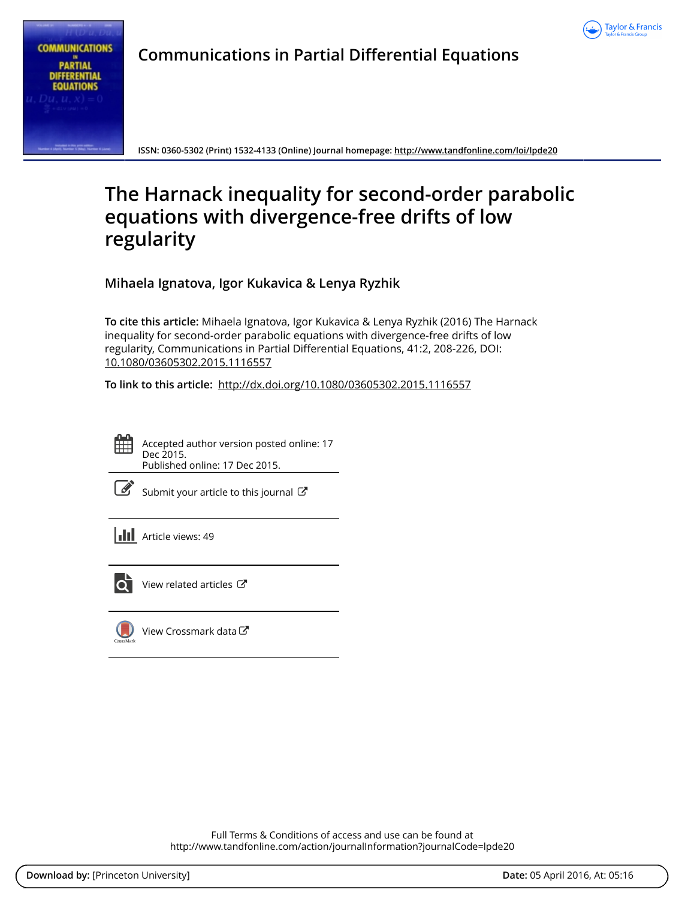# Communications in Partial Differential Equations

ISSN: 0360-5302 (Print) 1532-4133 (Online) Journal homepage: http://www.tandfonline.com/loi/lpde20

# The Harnack inequality for second-order parabolic equations with divergence-free drifts of low regularity

**Mihaela Ignatova, Igor Kukavica & Lenya Ryzhik**

**To cite this article:** Mihaela Ignatova, Igor Kukavica & Lenya Ryzhik (2016) The Harnack inequality for second-order parabolic equations with divergence-free drifts of low regularity, Communications in Partial Differential Equations, 41:2, 208-226, DOI: 10.1080/03605302.2015.1116557

**To link to this article:** http://dx.doi.org/10.1080/03605302.2015.1116557

Accepted author version posted online: 17 Dec 2015.
Published online: 17 Dec 2015.

Submit your article to this journal

Article views: 49

View related articles

View Crossmark data

Full Terms & Conditions of access and use can be found at
http://www.tandfonline.com/action/journalInformation?journalCode=lpde20

**Download by:** [Princeton University] **Date:** 05 April 2016, At: 05:16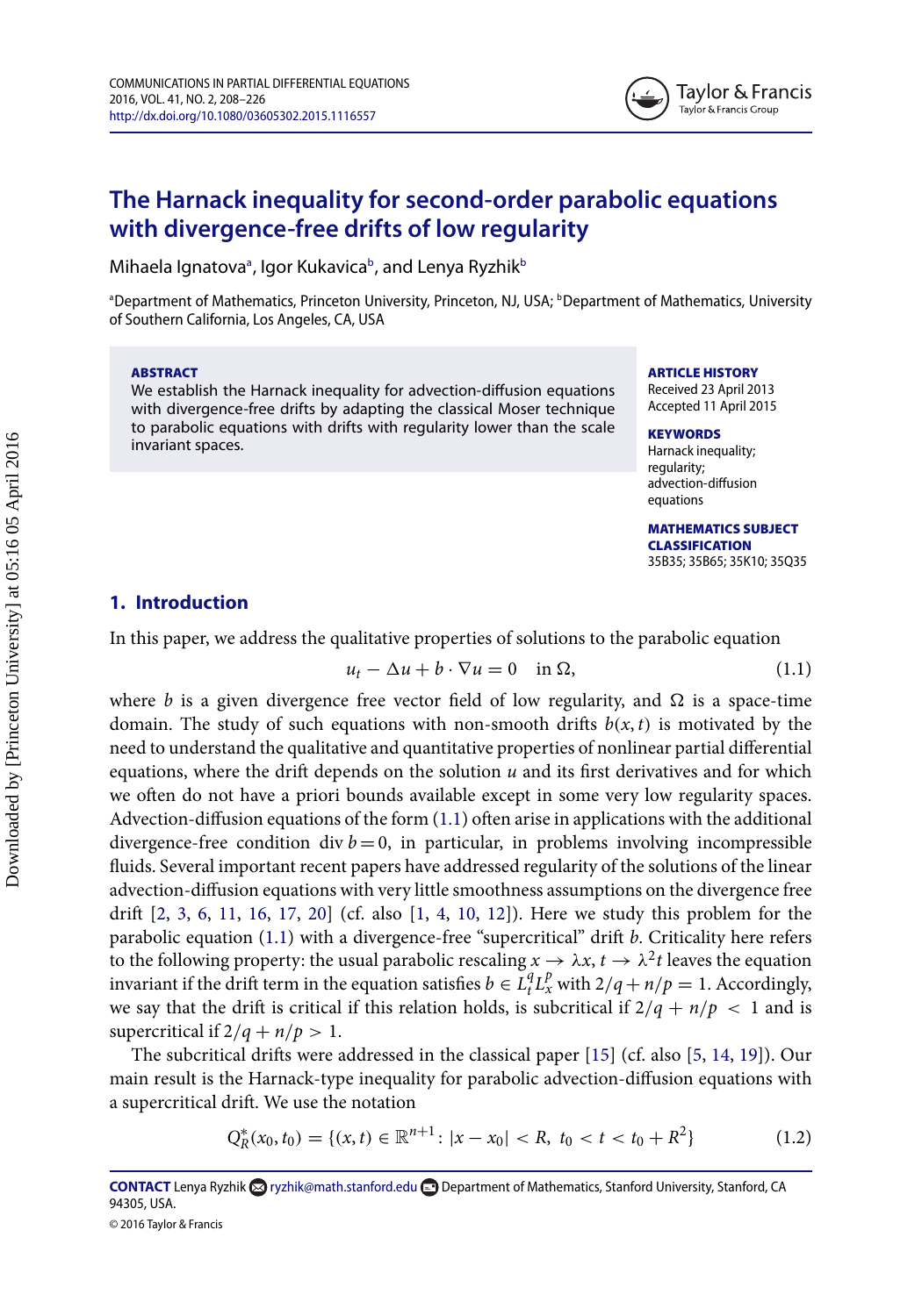# The Harnack inequality for second-order parabolic equations with divergence-free drifts of low regularity

Mihaela Ignatova[a], Igor Kukavica[b], and Lenya Ryzhik[b]

[a]Department of Mathematics, Princeton University, Princeton, NJ, USA; [b]Department of Mathematics, University of Southern California, Los Angeles, CA, USA

**ABSTRACT**

We establish the Harnack inequality for advection-diffusion equations with divergence-free drifts by adapting the classical Moser technique to parabolic equations with drifts with regularity lower than the scale invariant spaces.

**ARTICLE HISTORY**

Received 23 April 2013
Accepted 11 April 2015

**KEYWORDS**

Harnack inequality; regularity; advection-diffusion equations

**MATHEMATICS SUBJECT CLASSIFICATION**

35B35; 35B65; 35K10; 35Q35

## 1. Introduction

In this paper, we address the qualitative properties of solutions to the parabolic equation

$$u_t - \Delta u + b \cdot \nabla u = 0 \quad \text{in } \Omega, \tag{1.1}$$

where $b$ is a given divergence free vector field of low regularity, and $\Omega$ is a space-time domain. The study of such equations with non-smooth drifts $b(x,t)$ is motivated by the need to understand the qualitative and quantitative properties of nonlinear partial differential equations, where the drift depends on the solution $u$ and its first derivatives and for which we often do not have a priori bounds available except in some very low regularity spaces. Advection-diffusion equations of the form (1.1) often arise in applications with the additional divergence-free condition $\operatorname{div} b = 0$, in particular, in problems involving incompressible fluids. Several important recent papers have addressed regularity of the solutions of the linear advection-diffusion equations with very little smoothness assumptions on the divergence free drift [2, 3, 6, 11, 16, 17, 20] (cf. also [1, 4, 10, 12]). Here we study this problem for the parabolic equation (1.1) with a divergence-free "supercritical" drift $b$. Criticality here refers to the following property: the usual parabolic rescaling $x \to \lambda x$, $t \to \lambda^2 t$ leaves the equation invariant if the drift term in the equation satisfies $b \in L_t^q L_x^p$ with $2/q + n/p = 1$. Accordingly, we say that the drift is critical if this relation holds, is subcritical if $2/q + n/p < 1$ and is supercritical if $2/q + n/p > 1$.

The subcritical drifts were addressed in the classical paper [15] (cf. also [5, 14, 19]). Our main result is the Harnack-type inequality for parabolic advection-diffusion equations with a supercritical drift. We use the notation

$$Q_R^*(x_0, t_0) = \{(x,t) \in \mathbb{R}^{n+1} : |x - x_0| < R,\ t_0 < t < t_0 + R^2\} \tag{1.2}$$

**CONTACT** Lenya Ryzhik ryzhik@math.stanford.edu Department of Mathematics, Stanford University, Stanford, CA 94305, USA.

© 2016 Taylor & Francis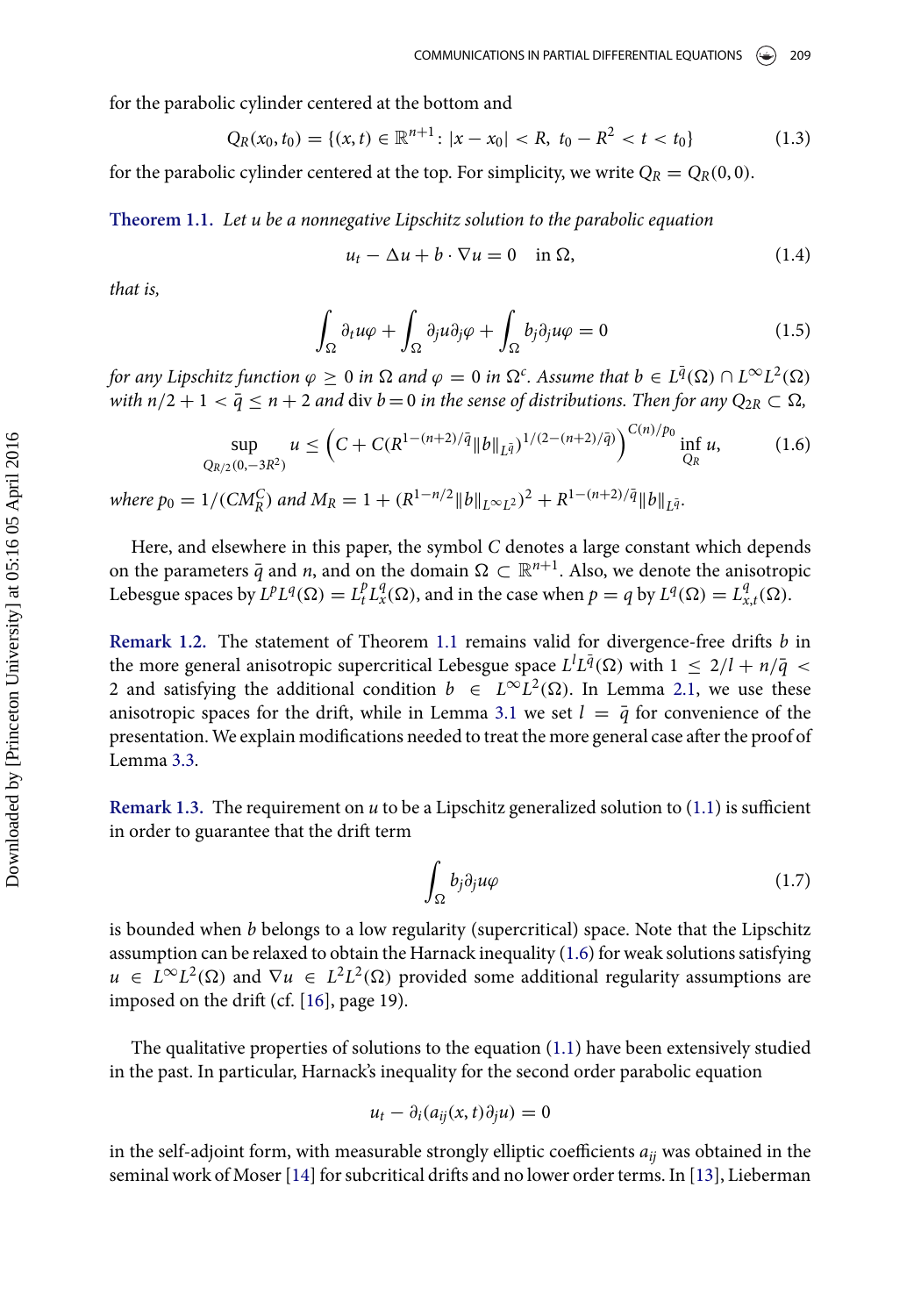for the parabolic cylinder centered at the bottom and

$$Q_R(x_0, t_0) = \{(x, t) \in \mathbb{R}^{n+1} \colon |x - x_0| < R,\ t_0 - R^2 < t < t_0\} \tag{1.3}$$

for the parabolic cylinder centered at the top. For simplicity, we write $Q_R = Q_R(0, 0)$.

**Theorem 1.1.** *Let $u$ be a nonnegative Lipschitz solution to the parabolic equation*

$$u_t - \Delta u + b \cdot \nabla u = 0 \quad \text{in } \Omega, \tag{1.4}$$

*that is,*

$$\int_\Omega \partial_t u \varphi + \int_\Omega \partial_j u \partial_j \varphi + \int_\Omega b_j \partial_j u \varphi = 0 \tag{1.5}$$

*for any Lipschitz function $\varphi \geq 0$ in $\Omega$ and $\varphi = 0$ in $\Omega^c$. Assume that $b \in L^{\bar{q}}(\Omega) \cap L^\infty L^2(\Omega)$ with $n/2 + 1 < \bar{q} \leq n + 2$ and $\operatorname{div} b = 0$ in the sense of distributions. Then for any $Q_{2R} \subset \Omega$,*

$$\sup_{Q_{R/2}(0,-3R^2)} u \leq \left(C + C(R^{1-(n+2)/\bar{q}} \|b\|_{L^{\bar{q}}})^{1/(2-(n+2)/\bar{q})}\right)^{C(n)/p_0} \inf_{Q_R} u, \tag{1.6}$$

*where $p_0 = 1/(CM_R^C)$ and $M_R = 1 + (R^{1-n/2}\|b\|_{L^\infty L^2})^2 + R^{1-(n+2)/\bar{q}}\|b\|_{L^{\bar{q}}}$.*

Here, and elsewhere in this paper, the symbol $C$ denotes a large constant which depends on the parameters $\bar{q}$ and $n$, and on the domain $\Omega \subset \mathbb{R}^{n+1}$. Also, we denote the anisotropic Lebesgue spaces by $L^p L^q(\Omega) = L_t^p L_x^q(\Omega)$, and in the case when $p = q$ by $L^q(\Omega) = L_{x,t}^q(\Omega)$.

**Remark 1.2.** The statement of Theorem 1.1 remains valid for divergence-free drifts $b$ in the more general anisotropic supercritical Lebesgue space $L^l L^{\bar{q}}(\Omega)$ with $1 \leq 2/l + n/\bar{q} < 2$ and satisfying the additional condition $b \in L^\infty L^2(\Omega)$. In Lemma 2.1, we use these anisotropic spaces for the drift, while in Lemma 3.1 we set $l = \bar{q}$ for convenience of the presentation. We explain modifications needed to treat the more general case after the proof of Lemma 3.3.

**Remark 1.3.** The requirement on $u$ to be a Lipschitz generalized solution to (1.1) is sufficient in order to guarantee that the drift term

$$\int_\Omega b_j \partial_j u \varphi \tag{1.7}$$

is bounded when $b$ belongs to a low regularity (supercritical) space. Note that the Lipschitz assumption can be relaxed to obtain the Harnack inequality (1.6) for weak solutions satisfying $u \in L^\infty L^2(\Omega)$ and $\nabla u \in L^2 L^2(\Omega)$ provided some additional regularity assumptions are imposed on the drift (cf. [16], page 19).

The qualitative properties of solutions to the equation (1.1) have been extensively studied in the past. In particular, Harnack's inequality for the second order parabolic equation

$$u_t - \partial_i(a_{ij}(x, t)\partial_j u) = 0$$

in the self-adjoint form, with measurable strongly elliptic coefficients $a_{ij}$ was obtained in the seminal work of Moser [14] for subcritical drifts and no lower order terms. In [13], Lieberman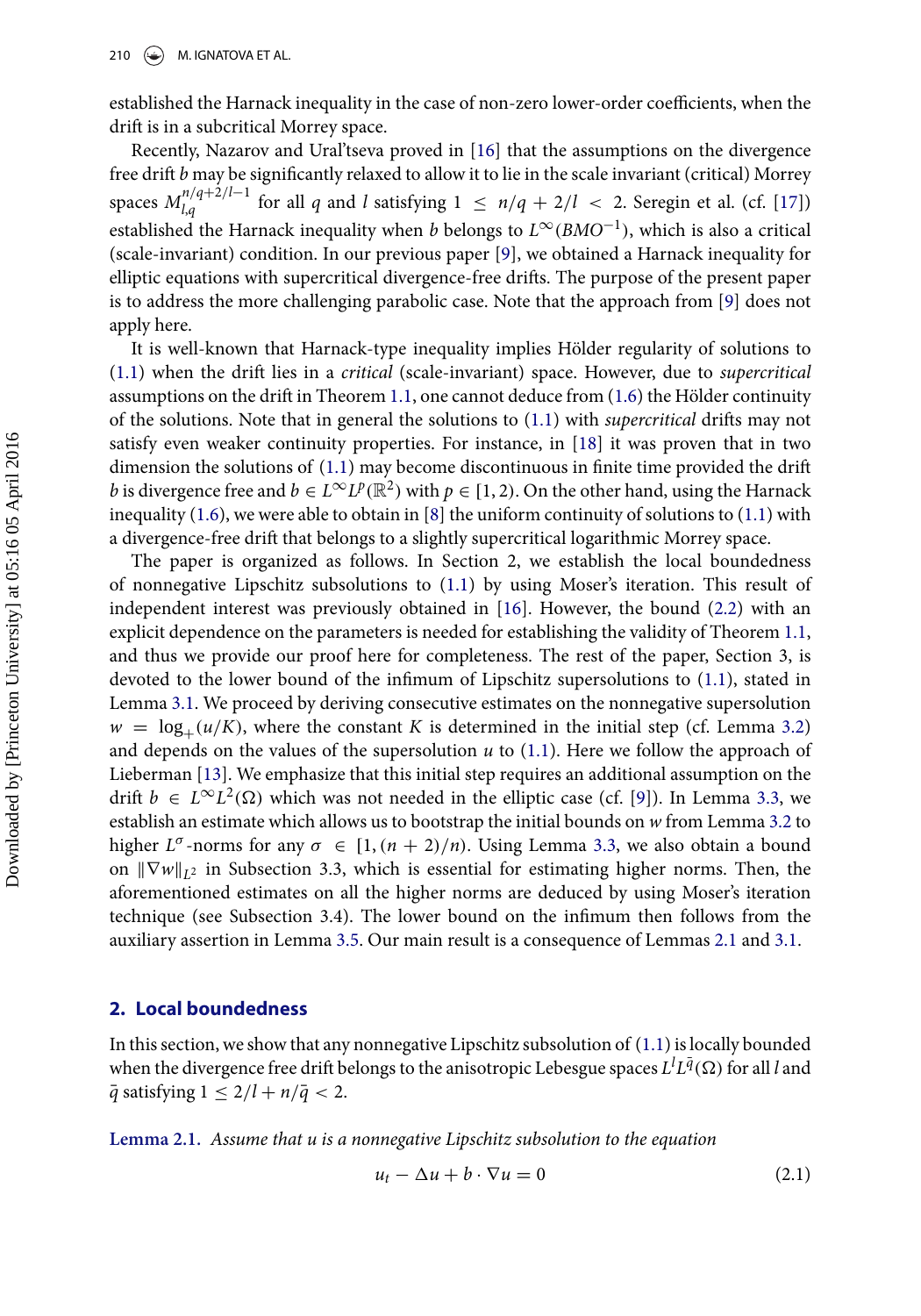established the Harnack inequality in the case of non-zero lower-order coefficients, when the drift is in a subcritical Morrey space.

Recently, Nazarov and Ural'tseva proved in [16] that the assumptions on the divergence free drift $b$ may be significantly relaxed to allow it to lie in the scale invariant (critical) Morrey spaces $M_{l,q}^{n/q+2/l-1}$ for all $q$ and $l$ satisfying $1 \leq n/q + 2/l < 2$. Seregin et al. (cf. [17]) established the Harnack inequality when $b$ belongs to $L^\infty(BMO^{-1})$, which is also a critical (scale-invariant) condition. In our previous paper [9], we obtained a Harnack inequality for elliptic equations with supercritical divergence-free drifts. The purpose of the present paper is to address the more challenging parabolic case. Note that the approach from [9] does not apply here.

It is well-known that Harnack-type inequality implies Hölder regularity of solutions to (1.1) when the drift lies in a *critical* (scale-invariant) space. However, due to *supercritical* assumptions on the drift in Theorem 1.1, one cannot deduce from (1.6) the Hölder continuity of the solutions. Note that in general the solutions to (1.1) with *supercritical* drifts may not satisfy even weaker continuity properties. For instance, in [18] it was proven that in two dimension the solutions of (1.1) may become discontinuous in finite time provided the drift $b$ is divergence free and $b \in L^\infty L^p(\mathbb{R}^2)$ with $p \in [1, 2)$. On the other hand, using the Harnack inequality (1.6), we were able to obtain in [8] the uniform continuity of solutions to (1.1) with a divergence-free drift that belongs to a slightly supercritical logarithmic Morrey space.

The paper is organized as follows. In Section 2, we establish the local boundedness of nonnegative Lipschitz subsolutions to (1.1) by using Moser's iteration. This result of independent interest was previously obtained in [16]. However, the bound (2.2) with an explicit dependence on the parameters is needed for establishing the validity of Theorem 1.1, and thus we provide our proof here for completeness. The rest of the paper, Section 3, is devoted to the lower bound of the infimum of Lipschitz supersolutions to (1.1), stated in Lemma 3.1. We proceed by deriving consecutive estimates on the nonnegative supersolution $w = \log_+(u/K)$, where the constant $K$ is determined in the initial step (cf. Lemma 3.2) and depends on the values of the supersolution $u$ to (1.1). Here we follow the approach of Lieberman [13]. We emphasize that this initial step requires an additional assumption on the drift $b \in L^\infty L^2(\Omega)$ which was not needed in the elliptic case (cf. [9]). In Lemma 3.3, we establish an estimate which allows us to bootstrap the initial bounds on $w$ from Lemma 3.2 to higher $L^\sigma$-norms for any $\sigma \in [1, (n+2)/n)$. Using Lemma 3.3, we also obtain a bound on $\|\nabla w\|_{L^2}$ in Subsection 3.3, which is essential for estimating higher norms. Then, the aforementioned estimates on all the higher norms are deduced by using Moser's iteration technique (see Subsection 3.4). The lower bound on the infimum then follows from the auxiliary assertion in Lemma 3.5. Our main result is a consequence of Lemmas 2.1 and 3.1.

## 2. Local boundedness

In this section, we show that any nonnegative Lipschitz subsolution of (1.1) is locally bounded when the divergence free drift belongs to the anisotropic Lebesgue spaces $L^l L^{\bar{q}}(\Omega)$ for all $l$ and $\bar{q}$ satisfying $1 \leq 2/l + n/\bar{q} < 2$.

**Lemma 2.1.** *Assume that u is a nonnegative Lipschitz subsolution to the equation*

$$u_t - \Delta u + b \cdot \nabla u = 0 \tag{2.1}$$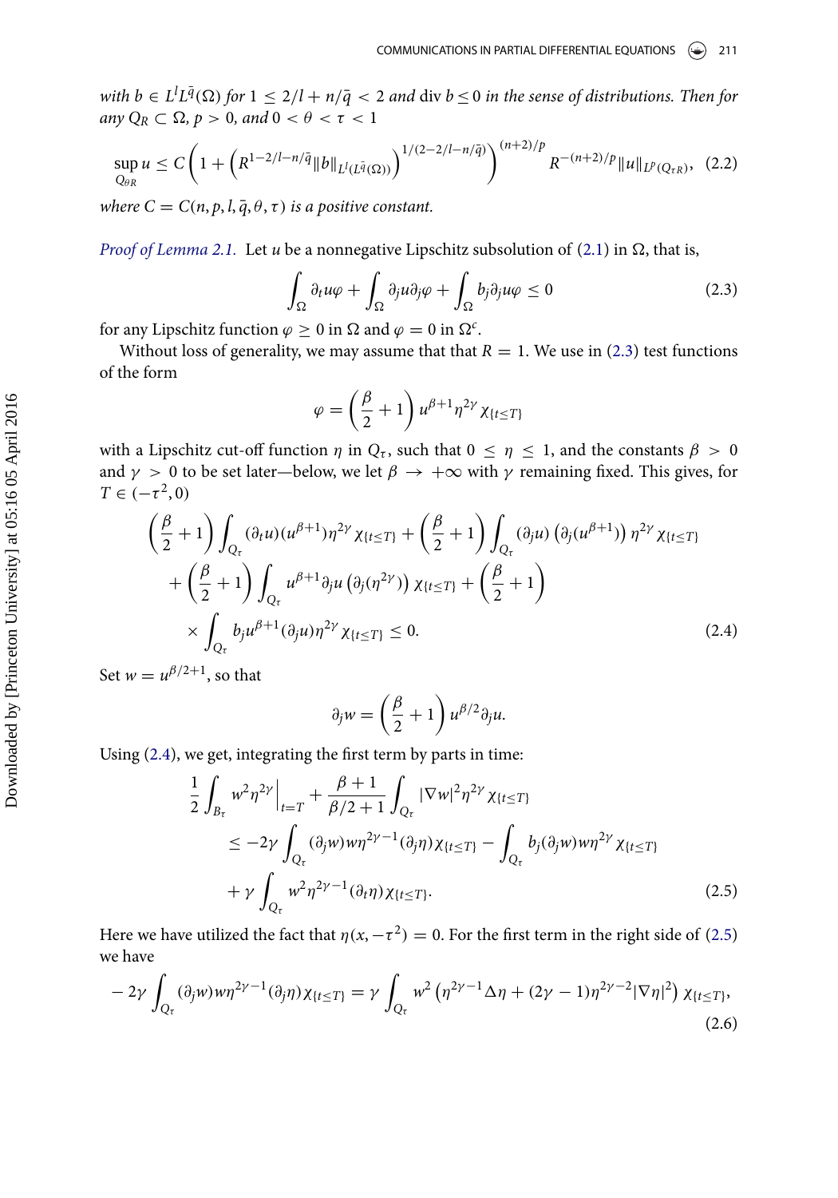*with $b \in L^l L^{\bar{q}}(\Omega)$ for $1 \le 2/l + n/\bar{q} < 2$ and $\operatorname{div} b \le 0$ in the sense of distributions. Then for any $Q_R \subset \Omega$, $p > 0$, and $0 < \theta < \tau < 1$*

$$
\sup_{Q_{\theta R}} u \le C \left( 1 + \left( R^{1-2/l-n/\bar{q}} \|b\|_{L^l(L^{\bar{q}}(\Omega))} \right)^{1/(2-2/l-n/\bar{q})} \right)^{(n+2)/p} R^{-(n+2)/p} \|u\|_{L^p(Q_{\tau R})}, \quad (2.2)
$$

*where $C = C(n, p, l, \bar{q}, \theta, \tau)$ is a positive constant.*

*Proof of Lemma 2.1.* Let $u$ be a nonnegative Lipschitz subsolution of (2.1) in $\Omega$, that is,

$$
\int_\Omega \partial_t u \varphi + \int_\Omega \partial_j u \partial_j \varphi + \int_\Omega b_j \partial_j u \varphi \le 0 \quad (2.3)
$$

for any Lipschitz function $\varphi \ge 0$ in $\Omega$ and $\varphi = 0$ in $\Omega^c$.

Without loss of generality, we may assume that that $R = 1$. We use in (2.3) test functions of the form

$$
\varphi = \left( \frac{\beta}{2} + 1 \right) u^{\beta+1} \eta^{2\gamma} \chi_{\{t \le T\}}
$$

with a Lipschitz cut-off function $\eta$ in $Q_\tau$, such that $0 \le \eta \le 1$, and the constants $\beta > 0$ and $\gamma > 0$ to be set later—below, we let $\beta \to +\infty$ with $\gamma$ remaining fixed. This gives, for $T \in (-\tau^2, 0)$

$$
\begin{aligned}
&\left( \frac{\beta}{2} + 1 \right) \int_{Q_\tau} (\partial_t u)(u^{\beta+1}) \eta^{2\gamma} \chi_{\{t \le T\}} + \left( \frac{\beta}{2} + 1 \right) \int_{Q_\tau} (\partial_j u) \left( \partial_j (u^{\beta+1}) \right) \eta^{2\gamma} \chi_{\{t \le T\}} \\
&\quad + \left( \frac{\beta}{2} + 1 \right) \int_{Q_\tau} u^{\beta+1} \partial_j u \left( \partial_j (\eta^{2\gamma}) \right) \chi_{\{t \le T\}} + \left( \frac{\beta}{2} + 1 \right) \\
&\quad \times \int_{Q_\tau} b_j u^{\beta+1} (\partial_j u) \eta^{2\gamma} \chi_{\{t \le T\}} \le 0. \quad (2.4)
\end{aligned}
$$

Set $w = u^{\beta/2+1}$, so that

$$
\partial_j w = \left( \frac{\beta}{2} + 1 \right) u^{\beta/2} \partial_j u.
$$

Using (2.4), we get, integrating the first term by parts in time:

$$
\begin{aligned}
&\frac{1}{2} \int_{B_\tau} w^2 \eta^{2\gamma} \Big|_{t=T} + \frac{\beta+1}{\beta/2+1} \int_{Q_\tau} |\nabla w|^2 \eta^{2\gamma} \chi_{\{t \le T\}} \\
&\quad \le -2\gamma \int_{Q_\tau} (\partial_j w) w \eta^{2\gamma-1} (\partial_j \eta) \chi_{\{t \le T\}} - \int_{Q_\tau} b_j (\partial_j w) w \eta^{2\gamma} \chi_{\{t \le T\}} \\
&\quad + \gamma \int_{Q_\tau} w^2 \eta^{2\gamma-1} (\partial_t \eta) \chi_{\{t \le T\}}. \quad (2.5)
\end{aligned}
$$

Here we have utilized the fact that $\eta(x, -\tau^2) = 0$. For the first term in the right side of (2.5) we have

$$
-2\gamma \int_{Q_\tau} (\partial_j w) w \eta^{2\gamma-1} (\partial_j \eta) \chi_{\{t \le T\}} = \gamma \int_{Q_\tau} w^2 \left( \eta^{2\gamma-1} \Delta \eta + (2\gamma - 1) \eta^{2\gamma-2} |\nabla \eta|^2 \right) \chi_{\{t \le T\}}, \quad (2.6)
$$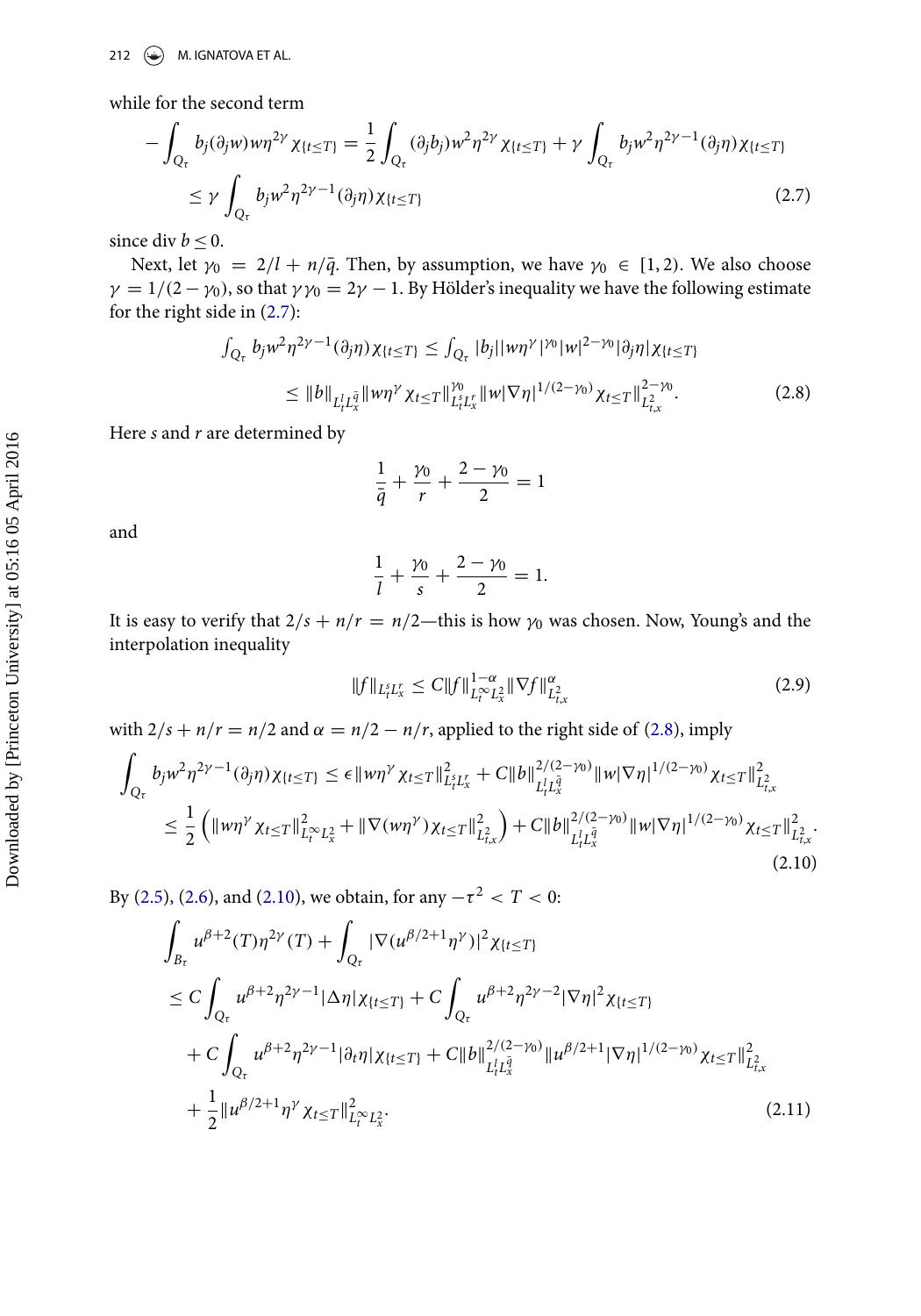while for the second term

$$
\begin{aligned}
-\int_{Q_\tau} b_j(\partial_j w) w \eta^{2\gamma} \chi_{\{t\le T\}} &= \frac{1}{2}\int_{Q_\tau} (\partial_j b_j) w^2 \eta^{2\gamma} \chi_{\{t\le T\}} + \gamma \int_{Q_\tau} b_j w^2 \eta^{2\gamma-1}(\partial_j \eta)\chi_{\{t\le T\}} \\
&\le \gamma \int_{Q_\tau} b_j w^2 \eta^{2\gamma-1}(\partial_j \eta)\chi_{\{t\le T\}}
\end{aligned} \tag{2.7}
$$

since $\operatorname{div} b \le 0$.

Next, let $\gamma_0 = 2/l + n/\bar{q}$. Then, by assumption, we have $\gamma_0 \in [1, 2)$. We also choose $\gamma = 1/(2-\gamma_0)$, so that $\gamma\gamma_0 = 2\gamma - 1$. By Hölder's inequality we have the following estimate for the right side in (2.7):

$$
\begin{aligned}
\int_{Q_\tau} b_j w^2 \eta^{2\gamma-1}(\partial_j \eta)\chi_{\{t\le T\}} &\le \int_{Q_\tau} |b_j| |w\eta^{\gamma}|^{\gamma_0} |w|^{2-\gamma_0} |\partial_j \eta| \chi_{\{t\le T\}} \\
&\le \|b\|_{L_t^l L_x^{\bar{q}}} \|w\eta^{\gamma}\chi_{t\le T}\|_{L_t^s L_x^r}^{\gamma_0} \|w|\nabla\eta|^{1/(2-\gamma_0)}\chi_{t\le T}\|_{L_{t,x}^2}^{2-\gamma_0}.
\end{aligned} \tag{2.8}
$$

Here $s$ and $r$ are determined by

$$
\frac{1}{\bar{q}} + \frac{\gamma_0}{r} + \frac{2-\gamma_0}{2} = 1
$$

and

$$
\frac{1}{l} + \frac{\gamma_0}{s} + \frac{2-\gamma_0}{2} = 1.
$$

It is easy to verify that $2/s + n/r = n/2$—this is how $\gamma_0$ was chosen. Now, Young's and the interpolation inequality

$$
\|f\|_{L_t^s L_x^r} \le C\|f\|_{L_t^\infty L_x^2}^{1-\alpha} \|\nabla f\|_{L_{t,x}^2}^{\alpha} \tag{2.9}
$$

with $2/s + n/r = n/2$ and $\alpha = n/2 - n/r$, applied to the right side of (2.8), imply

$$
\begin{aligned}
\int_{Q_\tau} b_j w^2 \eta^{2\gamma-1}(\partial_j \eta)\chi_{\{t\le T\}} &\le \epsilon \|w\eta^{\gamma}\chi_{t\le T}\|_{L_t^s L_x^r}^2 + C\|b\|_{L_t^l L_x^{\bar{q}}}^{2/(2-\gamma_0)} \|w|\nabla\eta|^{1/(2-\gamma_0)}\chi_{t\le T}\|_{L_{t,x}^2}^2 \\
&\le \frac{1}{2}\left( \|w\eta^{\gamma}\chi_{t\le T}\|_{L_t^\infty L_x^2}^2 + \|\nabla(w\eta^{\gamma})\chi_{t\le T}\|_{L_{t,x}^2}^2 \right) + C\|b\|_{L_t^l L_x^{\bar{q}}}^{2/(2-\gamma_0)} \|w|\nabla\eta|^{1/(2-\gamma_0)}\chi_{t\le T}\|_{L_{t,x}^2}^2.
\end{aligned} \tag{2.10}
$$

By (2.5), (2.6), and (2.10), we obtain, for any $-\tau^2 < T < 0$:

$$
\begin{aligned}
&\int_{B_\tau} u^{\beta+2}(T)\eta^{2\gamma}(T) + \int_{Q_\tau} |\nabla(u^{\beta/2+1}\eta^{\gamma})|^2 \chi_{\{t\le T\}} \\
&\le C\int_{Q_\tau} u^{\beta+2}\eta^{2\gamma-1}|\Delta\eta|\chi_{\{t\le T\}} + C\int_{Q_\tau} u^{\beta+2}\eta^{2\gamma-2}|\nabla\eta|^2\chi_{\{t\le T\}} \\
&\quad + C\int_{Q_\tau} u^{\beta+2}\eta^{2\gamma-1}|\partial_t\eta|\chi_{\{t\le T\}} + C\|b\|_{L_t^l L_x^{\bar{q}}}^{2/(2-\gamma_0)} \|u^{\beta/2+1}|\nabla\eta|^{1/(2-\gamma_0)}\chi_{t\le T}\|_{L_{t,x}^2}^2 \\
&\quad + \frac{1}{2}\|u^{\beta/2+1}\eta^{\gamma}\chi_{t\le T}\|_{L_t^\infty L_x^2}^2.
\end{aligned} \tag{2.11}
$$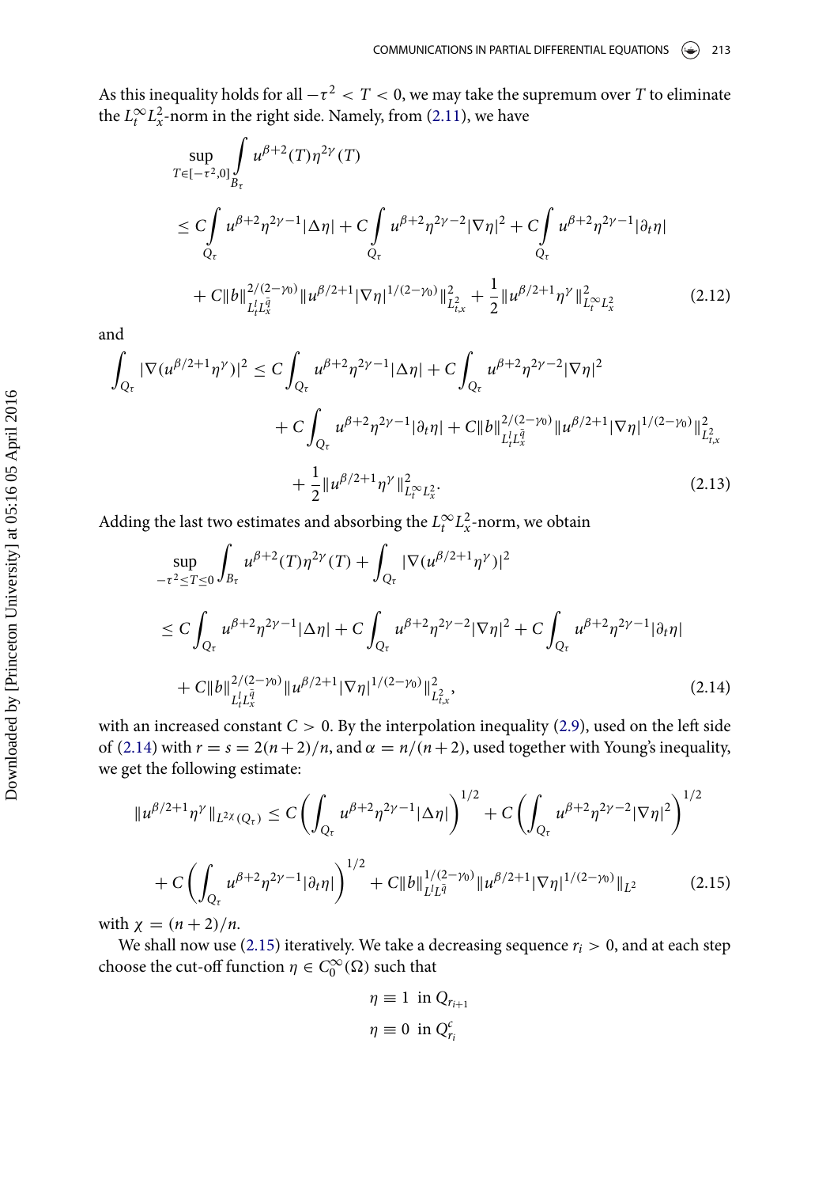As this inequality holds for all $-\tau^2 < T < 0$, we may take the supremum over $T$ to eliminate the $L_t^\infty L_x^2$-norm in the right side. Namely, from (2.11), we have

$$
\begin{aligned}
&\sup_{T\in[-\tau^2,0]} \int_{B_\tau} u^{\beta+2}(T)\eta^{2\gamma}(T) \\
&\leq C\int_{Q_\tau} u^{\beta+2}\eta^{2\gamma-1}|\Delta\eta| + C\int_{Q_\tau} u^{\beta+2}\eta^{2\gamma-2}|\nabla\eta|^2 + C\int_{Q_\tau} u^{\beta+2}\eta^{2\gamma-1}|\partial_t\eta| \\
&\quad + C\|b\|_{L_t^l L_x^{\bar{q}}}^{2/(2-\gamma_0)} \|u^{\beta/2+1}|\nabla\eta|^{1/(2-\gamma_0)}\|_{L_{t,x}^2}^2 + \frac{1}{2}\|u^{\beta/2+1}\eta^\gamma\|_{L_t^\infty L_x^2}^2
\end{aligned} \tag{2.12}
$$

and

$$
\begin{aligned}
\int_{Q_\tau} |\nabla(u^{\beta/2+1}\eta^\gamma)|^2 &\leq C\int_{Q_\tau} u^{\beta+2}\eta^{2\gamma-1}|\Delta\eta| + C\int_{Q_\tau} u^{\beta+2}\eta^{2\gamma-2}|\nabla\eta|^2 \\
&\quad + C\int_{Q_\tau} u^{\beta+2}\eta^{2\gamma-1}|\partial_t\eta| + C\|b\|_{L_t^l L_x^{\bar{q}}}^{2/(2-\gamma_0)} \|u^{\beta/2+1}|\nabla\eta|^{1/(2-\gamma_0)}\|_{L_{t,x}^2}^2 \\
&\quad + \frac{1}{2}\|u^{\beta/2+1}\eta^\gamma\|_{L_t^\infty L_x^2}^2.
\end{aligned} \tag{2.13}
$$

Adding the last two estimates and absorbing the $L_t^\infty L_x^2$-norm, we obtain

$$
\begin{aligned}
&\sup_{-\tau^2\leq T\leq 0} \int_{B_\tau} u^{\beta+2}(T)\eta^{2\gamma}(T) + \int_{Q_\tau} |\nabla(u^{\beta/2+1}\eta^\gamma)|^2 \\
&\leq C\int_{Q_\tau} u^{\beta+2}\eta^{2\gamma-1}|\Delta\eta| + C\int_{Q_\tau} u^{\beta+2}\eta^{2\gamma-2}|\nabla\eta|^2 + C\int_{Q_\tau} u^{\beta+2}\eta^{2\gamma-1}|\partial_t\eta| \\
&\quad + C\|b\|_{L_t^l L_x^{\bar{q}}}^{2/(2-\gamma_0)} \|u^{\beta/2+1}|\nabla\eta|^{1/(2-\gamma_0)}\|_{L_{t,x}^2}^2,
\end{aligned} \tag{2.14}
$$

with an increased constant $C > 0$. By the interpolation inequality (2.9), used on the left side of (2.14) with $r = s = 2(n+2)/n$, and $\alpha = n/(n+2)$, used together with Young's inequality, we get the following estimate:

$$
\begin{aligned}
\|u^{\beta/2+1}\eta^\gamma\|_{L^{2\chi}(Q_\tau)} &\leq C\left(\int_{Q_\tau} u^{\beta+2}\eta^{2\gamma-1}|\Delta\eta|\right)^{1/2} + C\left(\int_{Q_\tau} u^{\beta+2}\eta^{2\gamma-2}|\nabla\eta|^2\right)^{1/2} \\
&\quad + C\left(\int_{Q_\tau} u^{\beta+2}\eta^{2\gamma-1}|\partial_t\eta|\right)^{1/2} + C\|b\|_{L^l L^{\bar{q}}}^{1/(2-\gamma_0)} \|u^{\beta/2+1}|\nabla\eta|^{1/(2-\gamma_0)}\|_{L^2}
\end{aligned} \tag{2.15}
$$

with $\chi = (n+2)/n$.

We shall now use (2.15) iteratively. We take a decreasing sequence $r_i > 0$, and at each step choose the cut-off function $\eta \in C_0^\infty(\Omega)$ such that

$$
\begin{aligned}
&\eta \equiv 1 \;\text{ in } Q_{r_{i+1}} \\
&\eta \equiv 0 \;\text{ in } Q_{r_i}^c
\end{aligned}
$$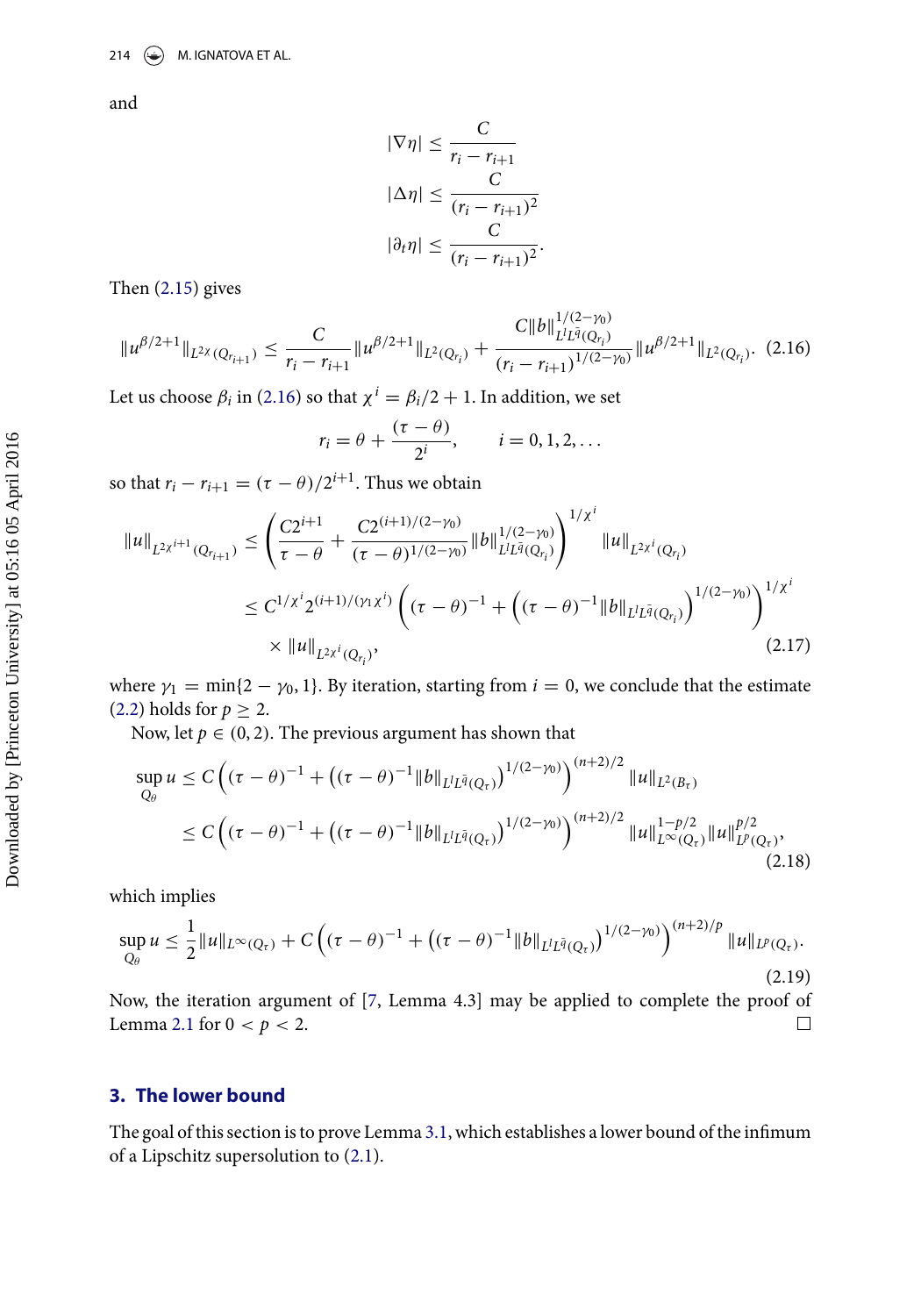and

$$|\nabla \eta| \leq \frac{C}{r_i - r_{i+1}}$$

$$|\Delta \eta| \leq \frac{C}{(r_i - r_{i+1})^2}$$

$$|\partial_t \eta| \leq \frac{C}{(r_i - r_{i+1})^2}.$$

Then (2.15) gives

$$\|u^{\beta/2+1}\|_{L^{2\chi}(Q_{r_{i+1}})} \leq \frac{C}{r_i - r_{i+1}} \|u^{\beta/2+1}\|_{L^2(Q_{r_i})} + \frac{C\|b\|_{L^l L^{\bar{q}}(Q_{r_i})}^{1/(2-\gamma_0)}}{(r_i - r_{i+1})^{1/(2-\gamma_0)}} \|u^{\beta/2+1}\|_{L^2(Q_{r_i})}. \quad (2.16)$$

Let us choose $\beta_i$ in (2.16) so that $\chi^i = \beta_i/2 + 1$. In addition, we set

$$r_i = \theta + \frac{(\tau - \theta)}{2^i}, \qquad i = 0, 1, 2, \ldots$$

so that $r_i - r_{i+1} = (\tau - \theta)/2^{i+1}$. Thus we obtain

$$\begin{aligned}
\|u\|_{L^{2\chi^{i+1}}(Q_{r_{i+1}})} &\leq \left( \frac{C2^{i+1}}{\tau - \theta} + \frac{C2^{(i+1)/(2-\gamma_0)}}{(\tau - \theta)^{1/(2-\gamma_0)}} \|b\|_{L^l L^{\bar{q}}(Q_{r_i})}^{1/(2-\gamma_0)} \right)^{1/\chi^i} \|u\|_{L^{2\chi^i}(Q_{r_i})} \\
&\leq C^{1/\chi^i} 2^{(i+1)/(\gamma_1 \chi^i)} \left( (\tau - \theta)^{-1} + \left( (\tau - \theta)^{-1} \|b\|_{L^l L^{\bar{q}}(Q_{r_i})} \right)^{1/(2-\gamma_0)} \right)^{1/\chi^i} \\
&\quad \times \|u\|_{L^{2\chi^i}(Q_{r_i})},
\end{aligned} \quad (2.17)$$

where $\gamma_1 = \min\{2 - \gamma_0, 1\}$. By iteration, starting from $i = 0$, we conclude that the estimate (2.2) holds for $p \geq 2$.

Now, let $p \in (0, 2)$. The previous argument has shown that

$$\begin{aligned}
\sup_{Q_\theta} u &\leq C \left( (\tau - \theta)^{-1} + \left( (\tau - \theta)^{-1} \|b\|_{L^l L^{\bar{q}}(Q_\tau)} \right)^{1/(2-\gamma_0)} \right)^{(n+2)/2} \|u\|_{L^2(B_\tau)} \\
&\leq C \left( (\tau - \theta)^{-1} + \left( (\tau - \theta)^{-1} \|b\|_{L^l L^{\bar{q}}(Q_\tau)} \right)^{1/(2-\gamma_0)} \right)^{(n+2)/2} \|u\|_{L^\infty(Q_\tau)}^{1-p/2} \|u\|_{L^p(Q_\tau)}^{p/2},
\end{aligned} \quad (2.18)$$

which implies

$$\sup_{Q_\theta} u \leq \frac{1}{2} \|u\|_{L^\infty(Q_\tau)} + C \left( (\tau - \theta)^{-1} + \left( (\tau - \theta)^{-1} \|b\|_{L^l L^{\bar{q}}(Q_\tau)} \right)^{1/(2-\gamma_0)} \right)^{(n+2)/p} \|u\|_{L^p(Q_\tau)}. \quad (2.19)$$

Now, the iteration argument of [7, Lemma 4.3] may be applied to complete the proof of Lemma 2.1 for $0 < p < 2$. □

## 3. The lower bound

The goal of this section is to prove Lemma 3.1, which establishes a lower bound of the infimum of a Lipschitz supersolution to (2.1).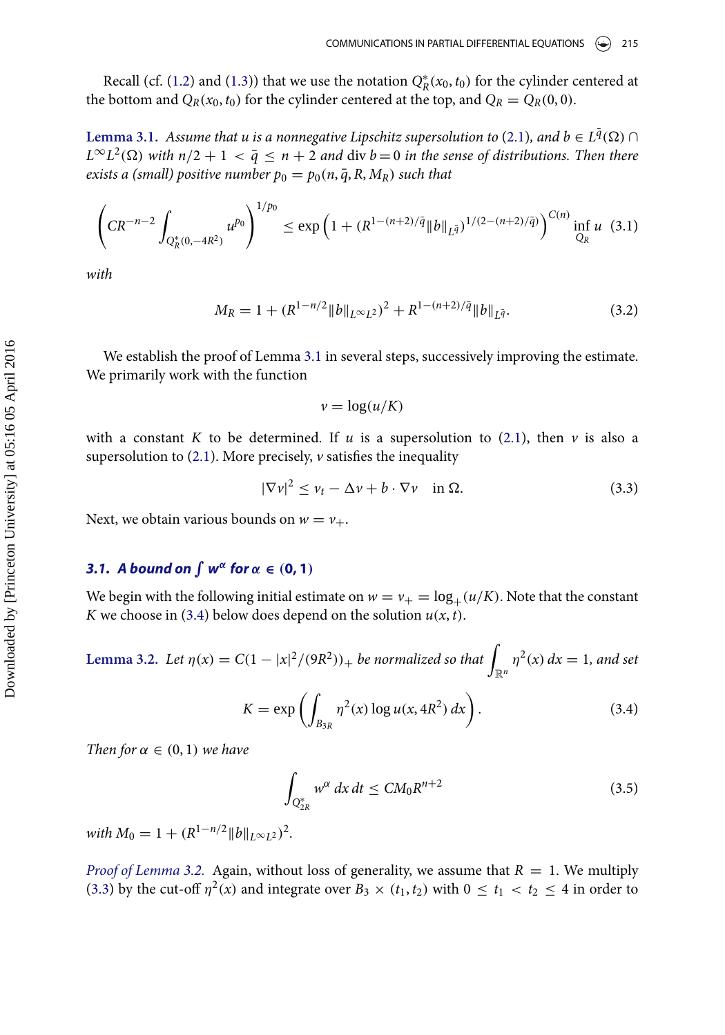Recall (cf. (1.2) and (1.3)) that we use the notation $Q_R^*(x_0, t_0)$ for the cylinder centered at the bottom and $Q_R(x_0, t_0)$ for the cylinder centered at the top, and $Q_R = Q_R(0, 0)$.

**Lemma 3.1.** *Assume that $u$ is a nonnegative Lipschitz supersolution to (2.1), and $b \in L^{\bar{q}}(\Omega) \cap L^\infty L^2(\Omega)$ with $n/2 + 1 < \bar{q} \leq n + 2$ and $\operatorname{div} b = 0$ in the sense of distributions. Then there exists a (small) positive number $p_0 = p_0(n, \bar{q}, R, M_R)$ such that*

$$\left( CR^{-n-2} \int_{Q_R^*(0,-4R^2)} u^{p_0} \right)^{1/p_0} \leq \exp\left(1 + (R^{1-(n+2)/\bar{q}} \|b\|_{L^{\bar{q}}})^{1/(2-(n+2)/\bar{q})}\right)^{C(n)} \inf_{Q_R} u \quad (3.1)$$

*with*

$$M_R = 1 + (R^{1-n/2} \|b\|_{L^\infty L^2})^2 + R^{1-(n+2)/\bar{q}} \|b\|_{L^{\bar{q}}}. \quad (3.2)$$

We establish the proof of Lemma 3.1 in several steps, successively improving the estimate. We primarily work with the function

$$v = \log(u/K)$$

with a constant $K$ to be determined. If $u$ is a supersolution to (2.1), then $v$ is also a supersolution to (2.1). More precisely, $v$ satisfies the inequality

$$|\nabla v|^2 \leq v_t - \Delta v + b \cdot \nabla v \quad \text{in } \Omega. \quad (3.3)$$

Next, we obtain various bounds on $w = v_+$.

### 3.1. A bound on $\int w^\alpha$ for $\alpha \in (0, 1)$

We begin with the following initial estimate on $w = v_+ = \log_+(u/K)$. Note that the constant $K$ we choose in (3.4) below does depend on the solution $u(x, t)$.

**Lemma 3.2.** *Let $\eta(x) = C(1 - |x|^2/(9R^2))_+$ be normalized so that $\int_{\mathbb{R}^n} \eta^2(x)\, dx = 1$, and set*

$$K = \exp\left( \int_{B_{3R}} \eta^2(x) \log u(x, 4R^2)\, dx \right). \quad (3.4)$$

*Then for $\alpha \in (0, 1)$ we have*

$$\int_{Q_{2R}^*} w^\alpha \, dx\, dt \leq CM_0 R^{n+2} \quad (3.5)$$

*with $M_0 = 1 + (R^{1-n/2} \|b\|_{L^\infty L^2})^2$.*

*Proof of Lemma 3.2.* Again, without loss of generality, we assume that $R = 1$. We multiply (3.3) by the cut-off $\eta^2(x)$ and integrate over $B_3 \times (t_1, t_2)$ with $0 \leq t_1 < t_2 \leq 4$ in order to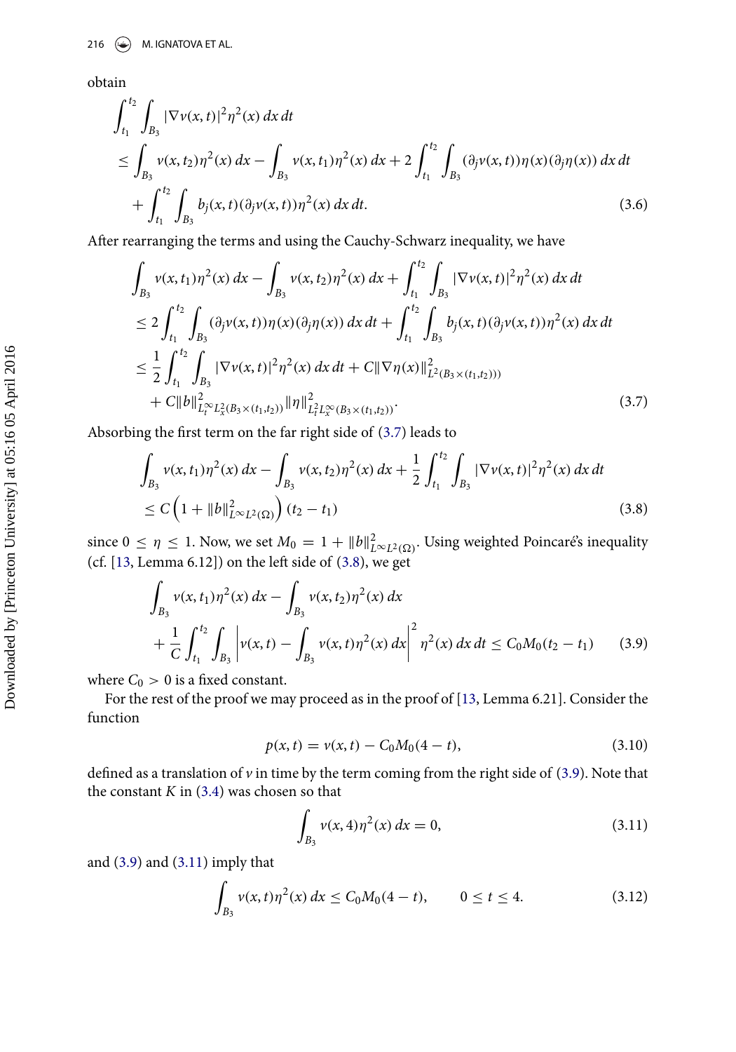obtain

$$
\begin{aligned}
&\int_{t_1}^{t_2}\int_{B_3} |\nabla v(x,t)|^2\eta^2(x)\,dx\,dt \\
&\le \int_{B_3} v(x,t_2)\eta^2(x)\,dx - \int_{B_3} v(x,t_1)\eta^2(x)\,dx + 2\int_{t_1}^{t_2}\int_{B_3} (\partial_j v(x,t))\eta(x)(\partial_j\eta(x))\,dx\,dt \\
&\quad + \int_{t_1}^{t_2}\int_{B_3} b_j(x,t)(\partial_j v(x,t))\eta^2(x)\,dx\,dt. \qquad (3.6)
\end{aligned}
$$

After rearranging the terms and using the Cauchy-Schwarz inequality, we have

$$
\begin{aligned}
&\int_{B_3} v(x,t_1)\eta^2(x)\,dx - \int_{B_3} v(x,t_2)\eta^2(x)\,dx + \int_{t_1}^{t_2}\int_{B_3} |\nabla v(x,t)|^2\eta^2(x)\,dx\,dt \\
&\le 2\int_{t_1}^{t_2}\int_{B_3} (\partial_j v(x,t))\eta(x)(\partial_j\eta(x))\,dx\,dt + \int_{t_1}^{t_2}\int_{B_3} b_j(x,t)(\partial_j v(x,t))\eta^2(x)\,dx\,dt \\
&\le \frac{1}{2}\int_{t_1}^{t_2}\int_{B_3} |\nabla v(x,t)|^2\eta^2(x)\,dx\,dt + C\|\nabla\eta(x)\|^2_{L^2(B_3\times(t_1,t_2)))} \\
&\quad + C\|b\|^2_{L^\infty_t L^2_x(B_3\times(t_1,t_2))}\|\eta\|^2_{L^2_t L^\infty_x(B_3\times(t_1,t_2))}. \qquad (3.7)
\end{aligned}
$$

Absorbing the first term on the far right side of (3.7) leads to

$$
\begin{aligned}
&\int_{B_3} v(x,t_1)\eta^2(x)\,dx - \int_{B_3} v(x,t_2)\eta^2(x)\,dx + \frac{1}{2}\int_{t_1}^{t_2}\int_{B_3} |\nabla v(x,t)|^2\eta^2(x)\,dx\,dt \\
&\le C\left(1 + \|b\|^2_{L^\infty L^2(\Omega)}\right)(t_2 - t_1) \qquad (3.8)
\end{aligned}
$$

since $0 \le \eta \le 1$. Now, we set $M_0 = 1 + \|b\|^2_{L^\infty L^2(\Omega)}$. Using weighted Poincaré's inequality (cf. [13, Lemma 6.12]) on the left side of (3.8), we get

$$
\begin{aligned}
&\int_{B_3} v(x,t_1)\eta^2(x)\,dx - \int_{B_3} v(x,t_2)\eta^2(x)\,dx \\
&+ \frac{1}{C}\int_{t_1}^{t_2}\int_{B_3} \left| v(x,t) - \int_{B_3} v(x,t)\eta^2(x)\,dx\right|^2 \eta^2(x)\,dx\,dt \le C_0 M_0 (t_2 - t_1) \qquad (3.9)
\end{aligned}
$$

where $C_0 > 0$ is a fixed constant.

For the rest of the proof we may proceed as in the proof of [13, Lemma 6.21]. Consider the function

$$
p(x,t) = v(x,t) - C_0 M_0 (4 - t), \qquad (3.10)
$$

defined as a translation of $v$ in time by the term coming from the right side of (3.9). Note that the constant $K$ in (3.4) was chosen so that

$$
\int_{B_3} v(x,4)\eta^2(x)\,dx = 0, \qquad (3.11)
$$

and (3.9) and (3.11) imply that

$$
\int_{B_3} v(x,t)\eta^2(x)\,dx \le C_0 M_0 (4 - t), \qquad 0 \le t \le 4. \qquad (3.12)
$$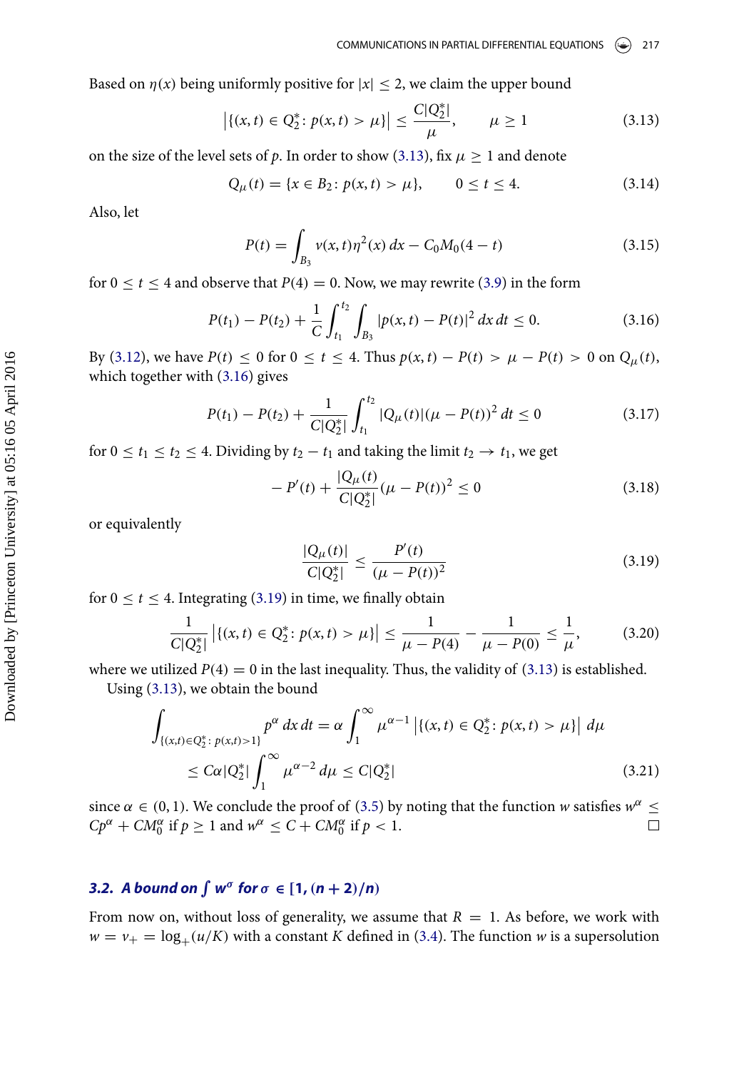Based on $\eta(x)$ being uniformly positive for $|x| \le 2$, we claim the upper bound

$$\left|\{(x,t) \in Q_2^*\colon p(x,t) > \mu\}\right| \le \frac{C|Q_2^*|}{\mu}, \qquad \mu \ge 1 \tag{3.13}$$

on the size of the level sets of $p$. In order to show (3.13), fix $\mu \ge 1$ and denote

$$Q_\mu(t) = \{x \in B_2\colon p(x,t) > \mu\}, \qquad 0 \le t \le 4. \tag{3.14}$$

Also, let

$$P(t) = \int_{B_3} v(x,t)\eta^2(x)\,dx - C_0 M_0(4-t) \tag{3.15}$$

for $0 \le t \le 4$ and observe that $P(4) = 0$. Now, we may rewrite (3.9) in the form

$$P(t_1) - P(t_2) + \frac{1}{C}\int_{t_1}^{t_2}\int_{B_3} |p(x,t) - P(t)|^2\,dx\,dt \le 0. \tag{3.16}$$

By (3.12), we have $P(t) \le 0$ for $0 \le t \le 4$. Thus $p(x,t) - P(t) > \mu - P(t) > 0$ on $Q_\mu(t)$, which together with (3.16) gives

$$P(t_1) - P(t_2) + \frac{1}{C|Q_2^*|}\int_{t_1}^{t_2} |Q_\mu(t)|(\mu - P(t))^2\,dt \le 0 \tag{3.17}$$

for $0 \le t_1 \le t_2 \le 4$. Dividing by $t_2 - t_1$ and taking the limit $t_2 \to t_1$, we get

$$-P'(t) + \frac{|Q_\mu(t)|}{C|Q_2^*|}(\mu - P(t))^2 \le 0 \tag{3.18}$$

or equivalently

$$\frac{|Q_\mu(t)|}{C|Q_2^*|} \le \frac{P'(t)}{(\mu - P(t))^2} \tag{3.19}$$

for $0 \le t \le 4$. Integrating (3.19) in time, we finally obtain

$$\frac{1}{C|Q_2^*|}\left|\{(x,t) \in Q_2^*\colon p(x,t) > \mu\}\right| \le \frac{1}{\mu - P(4)} - \frac{1}{\mu - P(0)} \le \frac{1}{\mu}, \tag{3.20}$$

where we utilized $P(4) = 0$ in the last inequality. Thus, the validity of (3.13) is established.

Using (3.13), we obtain the bound

$$\begin{aligned}
\int_{\{(x,t)\in Q_2^*\colon p(x,t)>1\}} p^\alpha\,dx\,dt &= \alpha\int_1^\infty \mu^{\alpha-1}\left|\{(x,t) \in Q_2^*\colon p(x,t) > \mu\}\right|\,d\mu \\
&\le C\alpha|Q_2^*|\int_1^\infty \mu^{\alpha-2}\,d\mu \le C|Q_2^*|
\end{aligned} \tag{3.21}$$

since $\alpha \in (0,1)$. We conclude the proof of (3.5) by noting that the function $w$ satisfies $w^\alpha \le Cp^\alpha + CM_0^\alpha$ if $p \ge 1$ and $w^\alpha \le C + CM_0^\alpha$ if $p < 1$. $\square$

### 3.2. A bound on $\int w^\sigma$ for $\sigma \in [1, (n+2)/n)$

From now on, without loss of generality, we assume that $R = 1$. As before, we work with $w = v_+ = \log_+(u/K)$ with a constant $K$ defined in (3.4). The function $w$ is a supersolution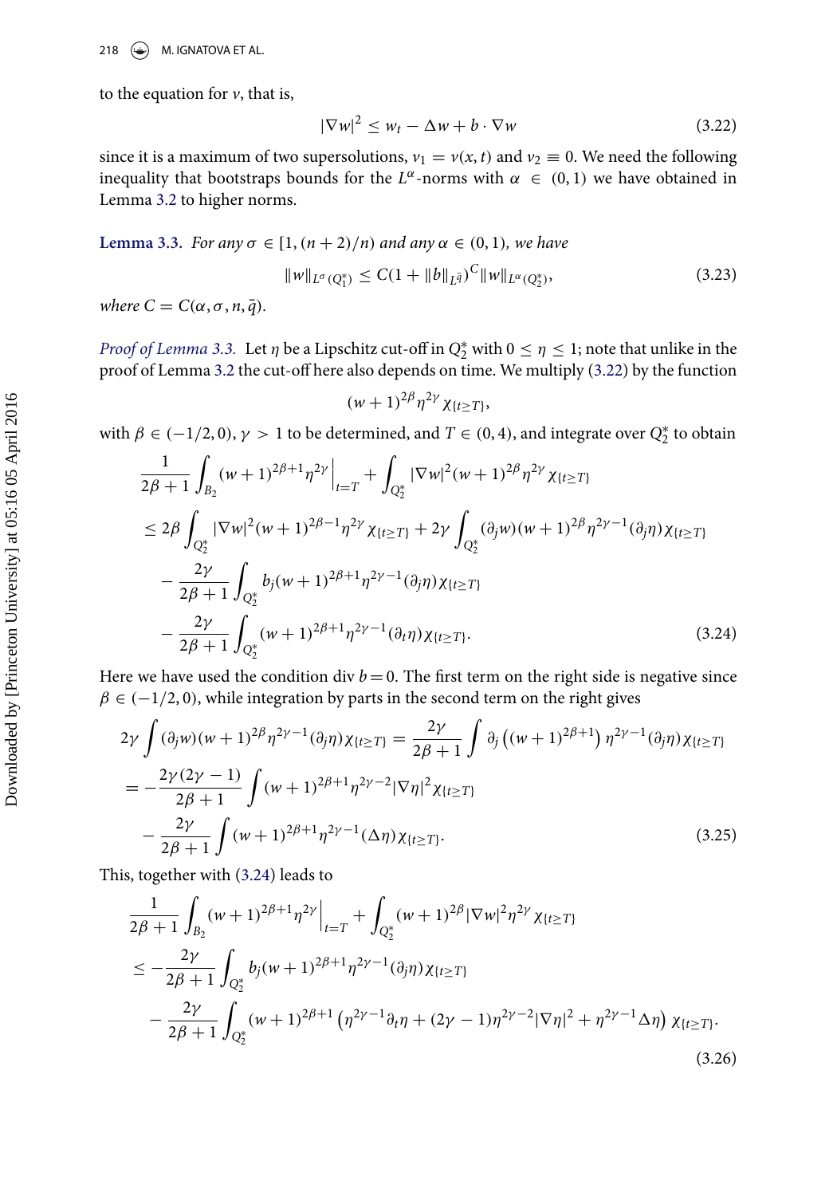to the equation for $v$, that is,

$$|\nabla w|^2 \le w_t - \Delta w + b \cdot \nabla w \tag{3.22}$$

since it is a maximum of two supersolutions, $v_1 = v(x,t)$ and $v_2 \equiv 0$. We need the following inequality that bootstraps bounds for the $L^\alpha$-norms with $\alpha \in (0,1)$ we have obtained in Lemma 3.2 to higher norms.

**Lemma 3.3.** *For any $\sigma \in [1, (n+2)/n)$ and any $\alpha \in (0,1)$, we have*

$$\|w\|_{L^\sigma(Q_1^*)} \le C(1 + \|b\|_{L^{\bar q}})^C \|w\|_{L^\alpha(Q_2^*)}, \tag{3.23}$$

*where $C = C(\alpha, \sigma, n, \bar q)$.*

*Proof of Lemma 3.3.* Let $\eta$ be a Lipschitz cut-off in $Q_2^*$ with $0 \le \eta \le 1$; note that unlike in the proof of Lemma 3.2 the cut-off here also depends on time. We multiply (3.22) by the function

$$(w+1)^{2\beta} \eta^{2\gamma} \chi_{\{t \ge T\}},$$

with $\beta \in (-1/2, 0)$, $\gamma > 1$ to be determined, and $T \in (0,4)$, and integrate over $Q_2^*$ to obtain

$$\begin{aligned}
&\frac{1}{2\beta+1} \int_{B_2} (w+1)^{2\beta+1} \eta^{2\gamma} \Big|_{t=T} + \int_{Q_2^*} |\nabla w|^2 (w+1)^{2\beta} \eta^{2\gamma} \chi_{\{t \ge T\}} \\
&\le 2\beta \int_{Q_2^*} |\nabla w|^2 (w+1)^{2\beta-1} \eta^{2\gamma} \chi_{\{t \ge T\}} + 2\gamma \int_{Q_2^*} (\partial_j w)(w+1)^{2\beta} \eta^{2\gamma-1} (\partial_j \eta) \chi_{\{t \ge T\}} \\
&\quad - \frac{2\gamma}{2\beta+1} \int_{Q_2^*} b_j (w+1)^{2\beta+1} \eta^{2\gamma-1} (\partial_j \eta) \chi_{\{t \ge T\}} \\
&\quad - \frac{2\gamma}{2\beta+1} \int_{Q_2^*} (w+1)^{2\beta+1} \eta^{2\gamma-1} (\partial_t \eta) \chi_{\{t \ge T\}}.
\end{aligned} \tag{3.24}$$

Here we have used the condition $\operatorname{div} b = 0$. The first term on the right side is negative since $\beta \in (-1/2, 0)$, while integration by parts in the second term on the right gives

$$\begin{aligned}
&2\gamma \int (\partial_j w)(w+1)^{2\beta} \eta^{2\gamma-1} (\partial_j \eta) \chi_{\{t \ge T\}} = \frac{2\gamma}{2\beta+1} \int \partial_j \left( (w+1)^{2\beta+1} \right) \eta^{2\gamma-1} (\partial_j \eta) \chi_{\{t \ge T\}} \\
&= -\frac{2\gamma(2\gamma-1)}{2\beta+1} \int (w+1)^{2\beta+1} \eta^{2\gamma-2} |\nabla \eta|^2 \chi_{\{t \ge T\}} \\
&\quad - \frac{2\gamma}{2\beta+1} \int (w+1)^{2\beta+1} \eta^{2\gamma-1} (\Delta \eta) \chi_{\{t \ge T\}}.
\end{aligned} \tag{3.25}$$

This, together with (3.24) leads to

$$\begin{aligned}
&\frac{1}{2\beta+1} \int_{B_2} (w+1)^{2\beta+1} \eta^{2\gamma} \Big|_{t=T} + \int_{Q_2^*} (w+1)^{2\beta} |\nabla w|^2 \eta^{2\gamma} \chi_{\{t \ge T\}} \\
&\le -\frac{2\gamma}{2\beta+1} \int_{Q_2^*} b_j (w+1)^{2\beta+1} \eta^{2\gamma-1} (\partial_j \eta) \chi_{\{t \ge T\}} \\
&\quad - \frac{2\gamma}{2\beta+1} \int_{Q_2^*} (w+1)^{2\beta+1} \left( \eta^{2\gamma-1} \partial_t \eta + (2\gamma-1) \eta^{2\gamma-2} |\nabla \eta|^2 + \eta^{2\gamma-1} \Delta \eta \right) \chi_{\{t \ge T\}}.
\end{aligned} \tag{3.26}$$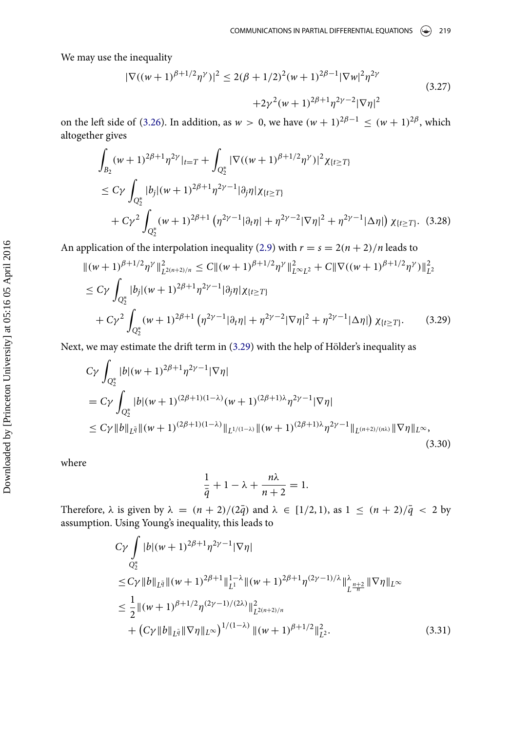We may use the inequality

$$
\begin{aligned}
|\nabla((w+1)^{\beta+1/2}\eta^{\gamma})|^2 \le 2(\beta+1/2)^2(w+1)^{2\beta-1}|\nabla w|^2\eta^{2\gamma} \\
+2\gamma^2(w+1)^{2\beta+1}\eta^{2\gamma-2}|\nabla \eta|^2
\end{aligned}
\tag{3.27}
$$

on the left side of (3.26). In addition, as $w > 0$, we have $(w+1)^{2\beta-1} \le (w+1)^{2\beta}$, which altogether gives

$$
\begin{aligned}
&\int_{B_2}(w+1)^{2\beta+1}\eta^{2\gamma}|_{t=T} + \int_{Q_2^*}|\nabla((w+1)^{\beta+1/2}\eta^{\gamma})|^2\chi_{\{t\ge T\}} \\
&\le C\gamma\int_{Q_2^*}|b_j|(w+1)^{2\beta+1}\eta^{2\gamma-1}|\partial_j\eta|\chi_{\{t\ge T\}} \\
&\quad + C\gamma^2\int_{Q_2^*}(w+1)^{2\beta+1}\left(\eta^{2\gamma-1}|\partial_t\eta| + \eta^{2\gamma-2}|\nabla\eta|^2 + \eta^{2\gamma-1}|\Delta\eta|\right)\chi_{\{t\ge T\}}.
\end{aligned}
\tag{3.28}
$$

An application of the interpolation inequality (2.9) with $r = s = 2(n+2)/n$ leads to

$$
\begin{aligned}
&\|(w+1)^{\beta+1/2}\eta^{\gamma}\|^2_{L^{2(n+2)/n}} \le C\|(w+1)^{\beta+1/2}\eta^{\gamma}\|^2_{L^\infty L^2} + C\|\nabla((w+1)^{\beta+1/2}\eta^{\gamma})\|^2_{L^2} \\
&\le C\gamma\int_{Q_2^*}|b_j|(w+1)^{2\beta+1}\eta^{2\gamma-1}|\partial_j\eta|\chi_{\{t\ge T\}} \\
&\quad + C\gamma^2\int_{Q_2^*}(w+1)^{2\beta+1}\left(\eta^{2\gamma-1}|\partial_t\eta| + \eta^{2\gamma-2}|\nabla\eta|^2 + \eta^{2\gamma-1}|\Delta\eta|\right)\chi_{\{t\ge T\}}.
\end{aligned}
\tag{3.29}
$$

Next, we may estimate the drift term in (3.29) with the help of Hölder's inequality as

$$
\begin{aligned}
&C\gamma\int_{Q_2^*}|b|(w+1)^{2\beta+1}\eta^{2\gamma-1}|\nabla\eta| \\
&= C\gamma\int_{Q_2^*}|b|(w+1)^{(2\beta+1)(1-\lambda)}(w+1)^{(2\beta+1)\lambda}\eta^{2\gamma-1}|\nabla\eta| \\
&\le C\gamma\|b\|_{L^{\bar q}}\|(w+1)^{(2\beta+1)(1-\lambda)}\|_{L^{1/(1-\lambda)}}\|(w+1)^{(2\beta+1)\lambda}\eta^{2\gamma-1}\|_{L^{(n+2)/(n\lambda)}}\|\nabla\eta\|_{L^\infty},
\end{aligned}
\tag{3.30}
$$

where

$$
\frac{1}{\bar q} + 1 - \lambda + \frac{n\lambda}{n+2} = 1.
$$

Therefore, $\lambda$ is given by $\lambda = (n+2)/(2\bar q)$ and $\lambda \in [1/2, 1)$, as $1 \le (n+2)/\bar q < 2$ by assumption. Using Young's inequality, this leads to

$$
\begin{aligned}
&C\gamma\int_{Q_2^*}|b|(w+1)^{2\beta+1}\eta^{2\gamma-1}|\nabla\eta| \\
&\le C\gamma\|b\|_{L^{\bar q}}\|(w+1)^{2\beta+1}\|^{1-\lambda}_{L^1}\|(w+1)^{2\beta+1}\eta^{(2\gamma-1)/\lambda}\|^{\lambda}_{L^{\frac{n+2}{n}}}\|\nabla\eta\|_{L^\infty} \\
&\le \frac{1}{2}\|(w+1)^{\beta+1/2}\eta^{(2\gamma-1)/(2\lambda)}\|^2_{L^{2(n+2)/n}} \\
&\quad + \left(C\gamma\|b\|_{L^{\bar q}}\|\nabla\eta\|_{L^\infty}\right)^{1/(1-\lambda)}\|(w+1)^{\beta+1/2}\|^2_{L^2}.
\end{aligned}
\tag{3.31}
$$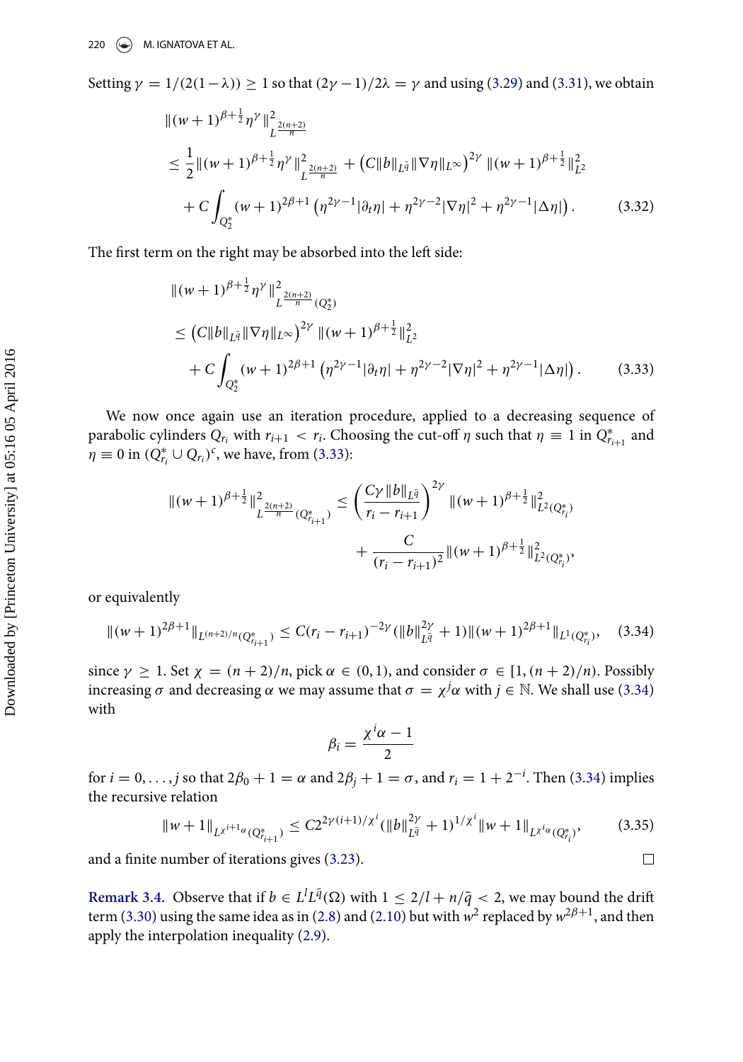Setting $\gamma = 1/(2(1-\lambda)) \geq 1$ so that $(2\gamma-1)/2\lambda = \gamma$ and using (3.29) and (3.31), we obtain

$$
\begin{aligned}
&\|(w+1)^{\beta+\frac{1}{2}}\eta^{\gamma}\|^2_{L^{\frac{2(n+2)}{n}}} \\
&\leq \frac{1}{2}\|(w+1)^{\beta+\frac{1}{2}}\eta^{\gamma}\|^2_{L^{\frac{2(n+2)}{n}}} + \left(C\|b\|_{L^{\bar{q}}}\|\nabla\eta\|_{L^\infty}\right)^{2\gamma}\|(w+1)^{\beta+\frac{1}{2}}\|^2_{L^2} \\
&\quad + C\int_{Q_2^*}(w+1)^{2\beta+1}\left(\eta^{2\gamma-1}|\partial_t\eta| + \eta^{2\gamma-2}|\nabla\eta|^2 + \eta^{2\gamma-1}|\Delta\eta|\right). \qquad (3.32)
\end{aligned}
$$

The first term on the right may be absorbed into the left side:

$$
\begin{aligned}
&\|(w+1)^{\beta+\frac{1}{2}}\eta^{\gamma}\|^2_{L^{\frac{2(n+2)}{n}}(Q_2^*)} \\
&\leq \left(C\|b\|_{L^{\bar{q}}}\|\nabla\eta\|_{L^\infty}\right)^{2\gamma}\|(w+1)^{\beta+\frac{1}{2}}\|^2_{L^2} \\
&\quad + C\int_{Q_2^*}(w+1)^{2\beta+1}\left(\eta^{2\gamma-1}|\partial_t\eta| + \eta^{2\gamma-2}|\nabla\eta|^2 + \eta^{2\gamma-1}|\Delta\eta|\right). \qquad (3.33)
\end{aligned}
$$

We now once again use an iteration procedure, applied to a decreasing sequence of parabolic cylinders $Q_{r_i}$ with $r_{i+1} < r_i$. Choosing the cut-off $\eta$ such that $\eta \equiv 1$ in $Q^*_{r_{i+1}}$ and $\eta \equiv 0$ in $(Q^*_{r_i} \cup Q_{r_i})^c$, we have, from (3.33):

$$
\begin{aligned}
\|(w+1)^{\beta+\frac{1}{2}}\|^2_{L^{\frac{2(n+2)}{n}}(Q^*_{r_{i+1}})} &\leq \left(\frac{C\gamma\|b\|_{L^{\bar{q}}}}{r_i - r_{i+1}}\right)^{2\gamma}\|(w+1)^{\beta+\frac{1}{2}}\|^2_{L^2(Q^*_{r_i})} \\
&\quad + \frac{C}{(r_i - r_{i+1})^2}\|(w+1)^{\beta+\frac{1}{2}}\|^2_{L^2(Q^*_{r_i})},
\end{aligned}
$$

or equivalently

$$
\|(w+1)^{2\beta+1}\|_{L^{(n+2)/n}(Q^*_{r_{i+1}})} \leq C(r_i - r_{i+1})^{-2\gamma}(\|b\|^{2\gamma}_{L^{\bar{q}}} + 1)\|(w+1)^{2\beta+1}\|_{L^1(Q^*_{r_i})}, \qquad (3.34)
$$

since $\gamma \geq 1$. Set $\chi = (n+2)/n$, pick $\alpha \in (0,1)$, and consider $\sigma \in [1,(n+2)/n)$. Possibly increasing $\sigma$ and decreasing $\alpha$ we may assume that $\sigma = \chi^j\alpha$ with $j \in \mathbb{N}$. We shall use (3.34) with

$$
\beta_i = \frac{\chi^i\alpha - 1}{2}
$$

for $i = 0, \ldots, j$ so that $2\beta_0 + 1 = \alpha$ and $2\beta_j + 1 = \sigma$, and $r_i = 1 + 2^{-i}$. Then (3.34) implies the recursive relation

$$
\|w+1\|_{L^{\chi^{i+1}\alpha}(Q^*_{r_{i+1}})} \leq C2^{2\gamma(i+1)/\chi^i}(\|b\|^{2\gamma}_{L^{\bar{q}}} + 1)^{1/\chi^i}\|w+1\|_{L^{\chi^i\alpha}(Q^*_{r_i})}, \qquad (3.35)
$$

and a finite number of iterations gives (3.23). $\square$

**Remark 3.4.** Observe that if $b \in L^l L^{\bar{q}}(\Omega)$ with $1 \leq 2/l + n/\bar{q} < 2$, we may bound the drift term (3.30) using the same idea as in (2.8) and (2.10) but with $w^2$ replaced by $w^{2\beta+1}$, and then apply the interpolation inequality (2.9).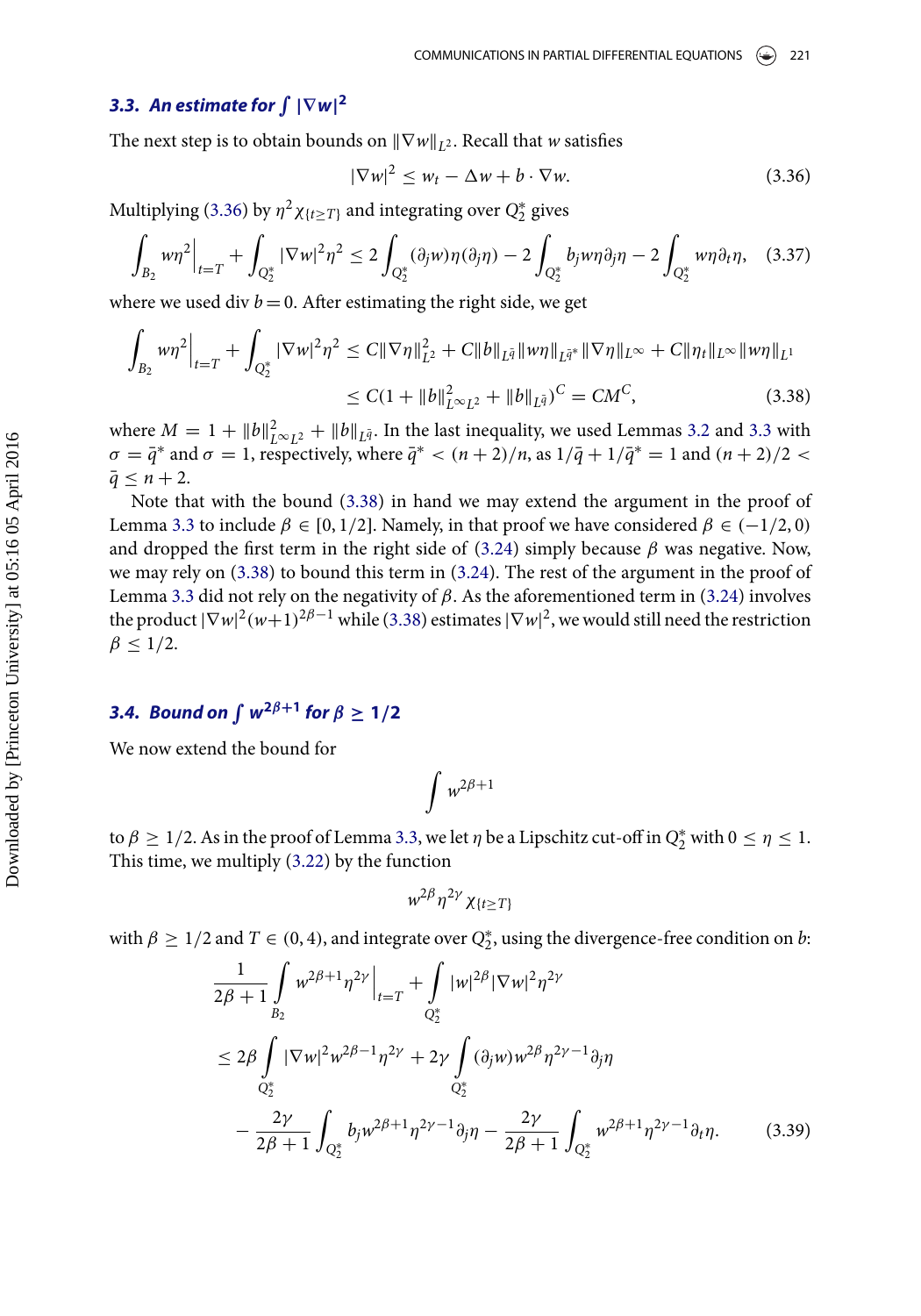### 3.3. An estimate for $\int |\nabla w|^2$

The next step is to obtain bounds on $\|\nabla w\|_{L^2}$. Recall that $w$ satisfies

$$|\nabla w|^2 \leq w_t - \Delta w + b \cdot \nabla w. \tag{3.36}$$

Multiplying (3.36) by $\eta^2 \chi_{\{t \geq T\}}$ and integrating over $Q_2^*$ gives

$$\int_{B_2} w\eta^2\Big|_{t=T} + \int_{Q_2^*} |\nabla w|^2 \eta^2 \leq 2\int_{Q_2^*} (\partial_j w)\eta(\partial_j \eta) - 2\int_{Q_2^*} b_j w\eta \partial_j \eta - 2\int_{Q_2^*} w\eta\partial_t \eta, \tag{3.37}$$

where we used div $b = 0$. After estimating the right side, we get

$$\begin{aligned}\int_{B_2} w\eta^2\Big|_{t=T} + \int_{Q_2^*} |\nabla w|^2\eta^2 &\leq C\|\nabla \eta\|_{L^2}^2 + C\|b\|_{L^{\bar{q}}}\|w\eta\|_{L^{\bar{q}^*}}\|\nabla\eta\|_{L^\infty} + C\|\eta_t\|_{L^\infty}\|w\eta\|_{L^1} \\ &\leq C(1 + \|b\|_{L^\infty L^2}^2 + \|b\|_{L^{\bar{q}}})^C = CM^C, \end{aligned} \tag{3.38}$$

where $M = 1 + \|b\|_{L^\infty L^2}^2 + \|b\|_{L^{\bar{q}}}$. In the last inequality, we used Lemmas 3.2 and 3.3 with $\sigma = \bar{q}^*$ and $\sigma = 1$, respectively, where $\bar{q}^* < (n+2)/n$, as $1/\bar{q} + 1/\bar{q}^* = 1$ and $(n+2)/2 < \bar{q} \leq n+2$.

Note that with the bound (3.38) in hand we may extend the argument in the proof of Lemma 3.3 to include $\beta \in [0, 1/2]$. Namely, in that proof we have considered $\beta \in (-1/2, 0)$ and dropped the first term in the right side of (3.24) simply because $\beta$ was negative. Now, we may rely on (3.38) to bound this term in (3.24). The rest of the argument in the proof of Lemma 3.3 did not rely on the negativity of $\beta$. As the aforementioned term in (3.24) involves the product $|\nabla w|^2(w+1)^{2\beta-1}$ while (3.38) estimates $|\nabla w|^2$, we would still need the restriction $\beta \leq 1/2$.

### 3.4. Bound on $\int w^{2\beta+1}$ for $\beta \geq 1/2$

We now extend the bound for

$$\int w^{2\beta+1}$$

to $\beta \geq 1/2$. As in the proof of Lemma 3.3, we let $\eta$ be a Lipschitz cut-off in $Q_2^*$ with $0 \leq \eta \leq 1$. This time, we multiply (3.22) by the function

$$w^{2\beta}\eta^{2\gamma}\chi_{\{t \geq T\}}$$

with $\beta \geq 1/2$ and $T \in (0, 4)$, and integrate over $Q_2^*$, using the divergence-free condition on $b$:

$$\begin{aligned}\frac{1}{2\beta+1}\int_{B_2} w^{2\beta+1}\eta^{2\gamma}\Big|_{t=T} &+ \int_{Q_2^*} |w|^{2\beta}|\nabla w|^2\eta^{2\gamma} \\ &\leq 2\beta\int_{Q_2^*} |\nabla w|^2 w^{2\beta-1}\eta^{2\gamma} + 2\gamma\int_{Q_2^*} (\partial_j w)w^{2\beta}\eta^{2\gamma-1}\partial_j\eta \\ &\quad - \frac{2\gamma}{2\beta+1}\int_{Q_2^*} b_j w^{2\beta+1}\eta^{2\gamma-1}\partial_j\eta - \frac{2\gamma}{2\beta+1}\int_{Q_2^*} w^{2\beta+1}\eta^{2\gamma-1}\partial_t\eta. \end{aligned} \tag{3.39}$$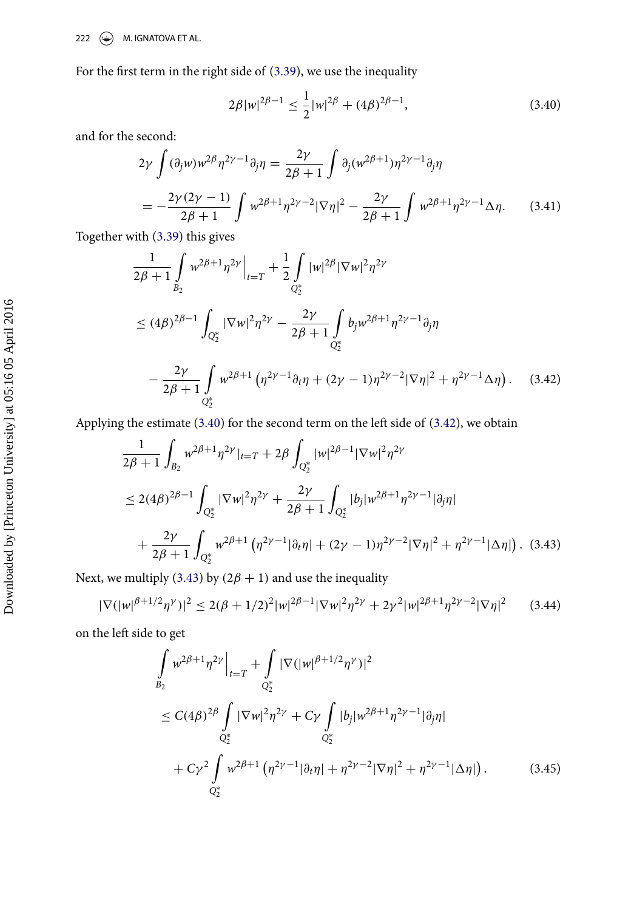For the first term in the right side of (3.39), we use the inequality

$$2\beta |w|^{2\beta-1} \leq \frac{1}{2}|w|^{2\beta} + (4\beta)^{2\beta-1}, \tag{3.40}$$

and for the second:

$$2\gamma \int (\partial_j w) w^{2\beta} \eta^{2\gamma-1} \partial_j \eta = \frac{2\gamma}{2\beta+1} \int \partial_j (w^{2\beta+1}) \eta^{2\gamma-1} \partial_j \eta$$

$$= -\frac{2\gamma(2\gamma-1)}{2\beta+1} \int w^{2\beta+1} \eta^{2\gamma-2} |\nabla \eta|^2 - \frac{2\gamma}{2\beta+1} \int w^{2\beta+1} \eta^{2\gamma-1} \Delta \eta. \tag{3.41}$$

Together with (3.39) this gives

$$\frac{1}{2\beta+1} \int_{B_2} w^{2\beta+1} \eta^{2\gamma} \Big|_{t=T} + \frac{1}{2} \int_{Q_2^*} |w|^{2\beta} |\nabla w|^2 \eta^{2\gamma}$$

$$\leq (4\beta)^{2\beta-1} \int_{Q_2^*} |\nabla w|^2 \eta^{2\gamma} - \frac{2\gamma}{2\beta+1} \int_{Q_2^*} b_j w^{2\beta+1} \eta^{2\gamma-1} \partial_j \eta$$

$$- \frac{2\gamma}{2\beta+1} \int_{Q_2^*} w^{2\beta+1} \left( \eta^{2\gamma-1} \partial_t \eta + (2\gamma-1) \eta^{2\gamma-2} |\nabla \eta|^2 + \eta^{2\gamma-1} \Delta \eta \right). \tag{3.42}$$

Applying the estimate (3.40) for the second term on the left side of (3.42), we obtain

$$\frac{1}{2\beta+1} \int_{B_2} w^{2\beta+1} \eta^{2\gamma}|_{t=T} + 2\beta \int_{Q_2^*} |w|^{2\beta-1} |\nabla w|^2 \eta^{2\gamma}$$

$$\leq 2(4\beta)^{2\beta-1} \int_{Q_2^*} |\nabla w|^2 \eta^{2\gamma} + \frac{2\gamma}{2\beta+1} \int_{Q_2^*} |b_j| w^{2\beta+1} \eta^{2\gamma-1} |\partial_j \eta|$$

$$+ \frac{2\gamma}{2\beta+1} \int_{Q_2^*} w^{2\beta+1} \left( \eta^{2\gamma-1} |\partial_t \eta| + (2\gamma-1) \eta^{2\gamma-2} |\nabla \eta|^2 + \eta^{2\gamma-1} |\Delta \eta| \right). \tag{3.43}$$

Next, we multiply (3.43) by $(2\beta+1)$ and use the inequality

$$|\nabla(|w|^{\beta+1/2} \eta^\gamma)|^2 \leq 2(\beta+1/2)^2 |w|^{2\beta-1} |\nabla w|^2 \eta^{2\gamma} + 2\gamma^2 |w|^{2\beta+1} \eta^{2\gamma-2} |\nabla \eta|^2 \tag{3.44}$$

on the left side to get

$$\int_{B_2} w^{2\beta+1} \eta^{2\gamma} \Big|_{t=T} + \int_{Q_2^*} |\nabla(|w|^{\beta+1/2} \eta^\gamma)|^2$$

$$\leq C(4\beta)^{2\beta} \int_{Q_2^*} |\nabla w|^2 \eta^{2\gamma} + C\gamma \int_{Q_2^*} |b_j| w^{2\beta+1} \eta^{2\gamma-1} |\partial_j \eta|$$

$$+ C\gamma^2 \int_{Q_2^*} w^{2\beta+1} \left( \eta^{2\gamma-1} |\partial_t \eta| + \eta^{2\gamma-2} |\nabla \eta|^2 + \eta^{2\gamma-1} |\Delta \eta| \right). \tag{3.45}$$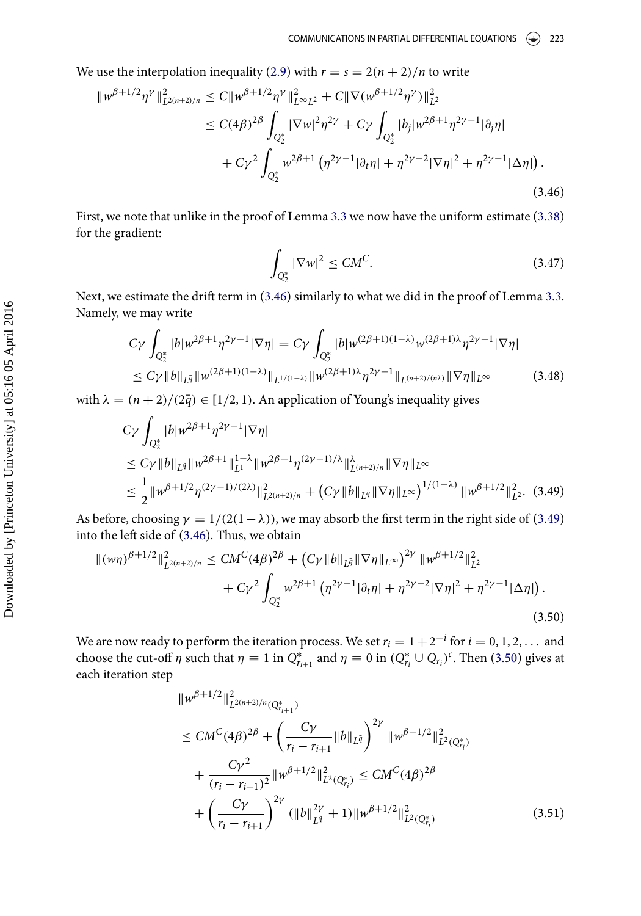We use the interpolation inequality (2.9) with $r = s = 2(n+2)/n$ to write

$$
\begin{aligned}
\|w^{\beta+1/2}\eta^\gamma\|^2_{L^{2(n+2)/n}} &\le C\|w^{\beta+1/2}\eta^\gamma\|^2_{L^\infty L^2} + C\|\nabla(w^{\beta+1/2}\eta^\gamma)\|^2_{L^2} \\
&\le C(4\beta)^{2\beta}\int_{Q_2^*}|\nabla w|^2\eta^{2\gamma} + C\gamma\int_{Q_2^*}|b_j|w^{2\beta+1}\eta^{2\gamma-1}|\partial_j\eta| \\
&\quad + C\gamma^2\int_{Q_2^*}w^{2\beta+1}\left(\eta^{2\gamma-1}|\partial_t\eta| + \eta^{2\gamma-2}|\nabla\eta|^2 + \eta^{2\gamma-1}|\Delta\eta|\right).
\end{aligned}
\tag{3.46}
$$

First, we note that unlike in the proof of Lemma 3.3 we now have the uniform estimate (3.38) for the gradient:

$$
\int_{Q_2^*}|\nabla w|^2 \le CM^C. \tag{3.47}
$$

Next, we estimate the drift term in (3.46) similarly to what we did in the proof of Lemma 3.3. Namely, we may write

$$
\begin{aligned}
C\gamma\int_{Q_2^*}|b|w^{2\beta+1}\eta^{2\gamma-1}|\nabla\eta| &= C\gamma\int_{Q_2^*}|b|w^{(2\beta+1)(1-\lambda)}w^{(2\beta+1)\lambda}\eta^{2\gamma-1}|\nabla\eta| \\
&\le C\gamma\|b\|_{L^{\bar q}}\|w^{(2\beta+1)(1-\lambda)}\|_{L^{1/(1-\lambda)}}\|w^{(2\beta+1)\lambda}\eta^{2\gamma-1}\|_{L^{(n+2)/(n\lambda)}}\|\nabla\eta\|_{L^\infty}
\end{aligned}
\tag{3.48}
$$

with $\lambda = (n+2)/(2\bar q) \in [1/2, 1)$. An application of Young's inequality gives

$$
\begin{aligned}
&C\gamma\int_{Q_2^*}|b|w^{2\beta+1}\eta^{2\gamma-1}|\nabla\eta| \\
&\le C\gamma\|b\|_{L^{\bar q}}\|w^{2\beta+1}\|^{1-\lambda}_{L^1}\|w^{2\beta+1}\eta^{(2\gamma-1)/\lambda}\|^{\lambda}_{L^{(n+2)/n}}\|\nabla\eta\|_{L^\infty} \\
&\le \frac{1}{2}\|w^{\beta+1/2}\eta^{(2\gamma-1)/(2\lambda)}\|^2_{L^{2(n+2)/n}} + \left(C\gamma\|b\|_{L^{\bar q}}\|\nabla\eta\|_{L^\infty}\right)^{1/(1-\lambda)}\|w^{\beta+1/2}\|^2_{L^2}.
\end{aligned}
\tag{3.49}
$$

As before, choosing $\gamma = 1/(2(1-\lambda))$, we may absorb the first term in the right side of (3.49) into the left side of (3.46). Thus, we obtain

$$
\begin{aligned}
\|(w\eta)^{\beta+1/2}\|^2_{L^{2(n+2)/n}} &\le CM^C(4\beta)^{2\beta} + \left(C\gamma\|b\|_{L^{\bar q}}\|\nabla\eta\|_{L^\infty}\right)^{2\gamma}\|w^{\beta+1/2}\|^2_{L^2} \\
&\quad + C\gamma^2\int_{Q_2^*}w^{2\beta+1}\left(\eta^{2\gamma-1}|\partial_t\eta| + \eta^{2\gamma-2}|\nabla\eta|^2 + \eta^{2\gamma-1}|\Delta\eta|\right).
\end{aligned}
\tag{3.50}
$$

We are now ready to perform the iteration process. We set $r_i = 1 + 2^{-i}$ for $i = 0, 1, 2, \ldots$ and choose the cut-off $\eta$ such that $\eta \equiv 1$ in $Q^*_{r_{i+1}}$ and $\eta \equiv 0$ in $(Q^*_{r_i} \cup Q_{r_i})^c$. Then (3.50) gives at each iteration step

$$
\begin{aligned}
&\|w^{\beta+1/2}\|^2_{L^{2(n+2)/n}(Q^*_{r_{i+1}})} \\
&\le CM^C(4\beta)^{2\beta} + \left(\frac{C\gamma}{r_i - r_{i+1}}\|b\|_{L^{\bar q}}\right)^{2\gamma}\|w^{\beta+1/2}\|^2_{L^2(Q^*_{r_i})} \\
&\quad + \frac{C\gamma^2}{(r_i - r_{i+1})^2}\|w^{\beta+1/2}\|^2_{L^2(Q^*_{r_i})} \le CM^C(4\beta)^{2\beta} \\
&\quad + \left(\frac{C\gamma}{r_i - r_{i+1}}\right)^{2\gamma}(\|b\|^{2\gamma}_{L^{\bar q}} + 1)\|w^{\beta+1/2}\|^2_{L^2(Q^*_{r_i})}
\end{aligned}
\tag{3.51}
$$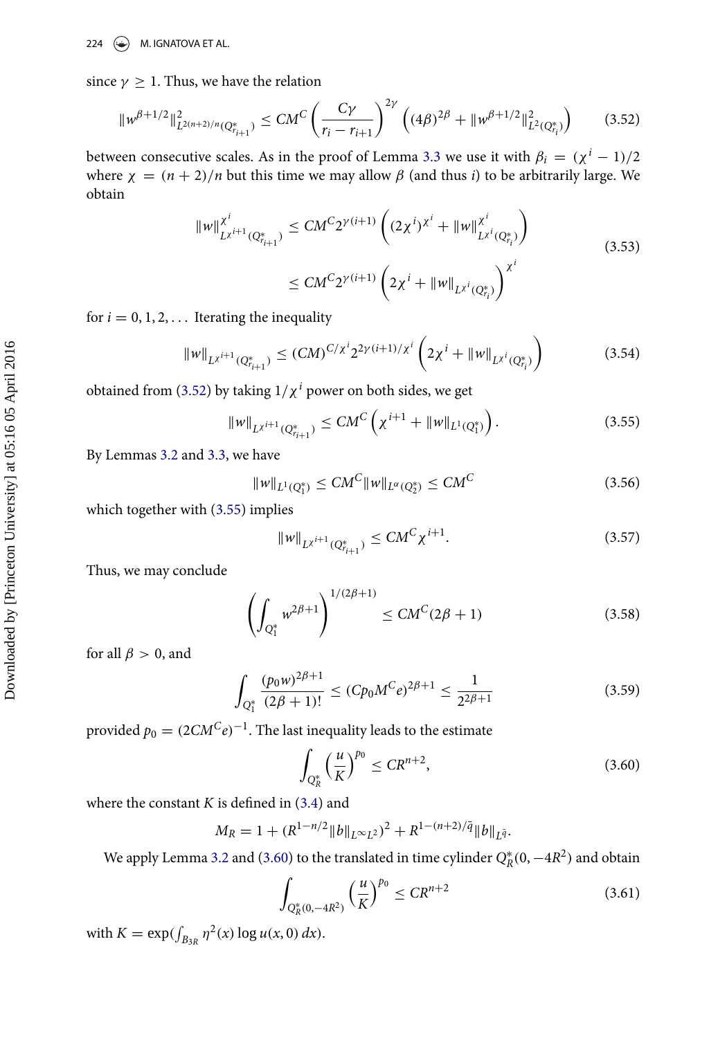since $\gamma \geq 1$. Thus, we have the relation

$$\|w^{\beta+1/2}\|^2_{L^{2(n+2)/n}(Q^*_{r_{i+1}})} \leq CM^C \left( \frac{C\gamma}{r_i - r_{i+1}} \right)^{2\gamma} \left( (4\beta)^{2\beta} + \|w^{\beta+1/2}\|^2_{L^2(Q^*_{r_i})} \right) \tag{3.52}$$

between consecutive scales. As in the proof of Lemma 3.3 we use it with $\beta_i = (\chi^i - 1)/2$ where $\chi = (n+2)/n$ but this time we may allow $\beta$ (and thus $i$) to be arbitrarily large. We obtain

$$\begin{aligned}
\|w\|^{\chi^i}_{L^{\chi^{i+1}}(Q^*_{r_{i+1}})} &\leq CM^C 2^{\gamma(i+1)} \left( (2\chi^i)^{\chi^i} + \|w\|^{\chi^i}_{L^{\chi^i}(Q^*_{r_i})} \right) \\
&\leq CM^C 2^{\gamma(i+1)} \left( 2\chi^i + \|w\|_{L^{\chi^i}(Q^*_{r_i})} \right)^{\chi^i}
\end{aligned} \tag{3.53}$$

for $i = 0, 1, 2, \ldots$ Iterating the inequality

$$\|w\|_{L^{\chi^{i+1}}(Q^*_{r_{i+1}})} \leq (CM)^{C/\chi^i} 2^{2\gamma(i+1)/\chi^i} \left( 2\chi^i + \|w\|_{L^{\chi^i}(Q^*_{r_i})} \right) \tag{3.54}$$

obtained from (3.52) by taking $1/\chi^i$ power on both sides, we get

$$\|w\|_{L^{\chi^{i+1}}(Q^*_{r_{i+1}})} \leq CM^C \left( \chi^{i+1} + \|w\|_{L^1(Q^*_1)} \right). \tag{3.55}$$

By Lemmas 3.2 and 3.3, we have

$$\|w\|_{L^1(Q^*_1)} \leq CM^C \|w\|_{L^\alpha(Q^*_2)} \leq CM^C \tag{3.56}$$

which together with (3.55) implies

$$\|w\|_{L^{\chi^{i+1}}(Q^*_{r_{i+1}})} \leq CM^C \chi^{i+1}. \tag{3.57}$$

Thus, we may conclude

$$\left( \int_{Q^*_1} w^{2\beta+1} \right)^{1/(2\beta+1)} \leq CM^C(2\beta+1) \tag{3.58}$$

for all $\beta > 0$, and

$$\int_{Q^*_1} \frac{(p_0 w)^{2\beta+1}}{(2\beta+1)!} \leq (Cp_0 M^C e)^{2\beta+1} \leq \frac{1}{2^{2\beta+1}} \tag{3.59}$$

provided $p_0 = (2CM^C e)^{-1}$. The last inequality leads to the estimate

$$\int_{Q^*_R} \left( \frac{u}{K} \right)^{p_0} \leq CR^{n+2}, \tag{3.60}$$

where the constant $K$ is defined in (3.4) and

$$M_R = 1 + (R^{1-n/2}\|b\|_{L^\infty L^2})^2 + R^{1-(n+2)/\bar{q}}\|b\|_{L^{\bar{q}}}.$$

We apply Lemma 3.2 and (3.60) to the translated in time cylinder $Q^*_R(0, -4R^2)$ and obtain

$$\int_{Q^*_R(0,-4R^2)} \left( \frac{u}{K} \right)^{p_0} \leq CR^{n+2} \tag{3.61}$$

with $K = \exp(\int_{B_{3R}} \eta^2(x) \log u(x, 0)\, dx)$.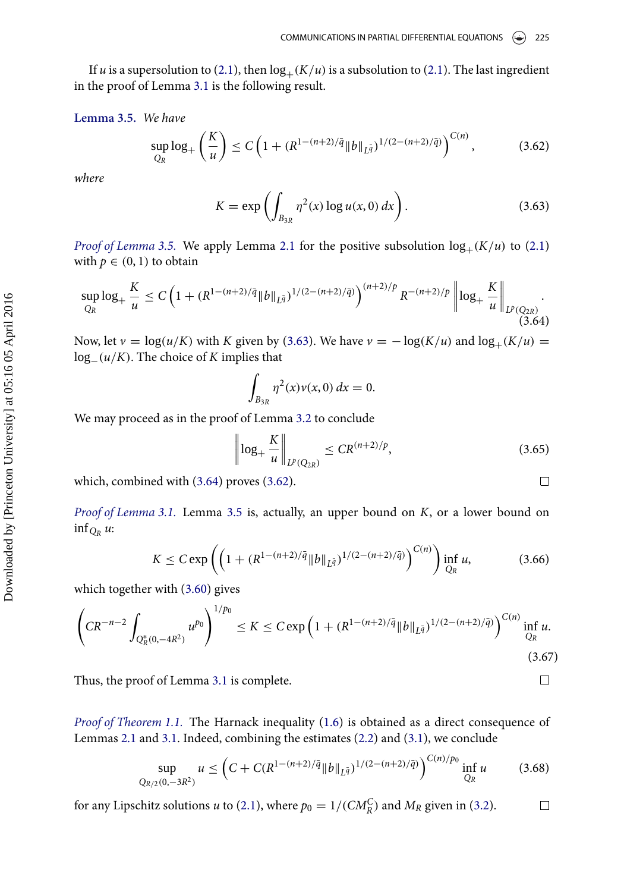If $u$ is a supersolution to (2.1), then $\log_+(K/u)$ is a subsolution to (2.1). The last ingredient in the proof of Lemma 3.1 is the following result.

**Lemma 3.5.** *We have*

$$\sup_{Q_R} \log_+ \left(\frac{K}{u}\right) \leq C\left(1 + (R^{1-(n+2)/\bar{q}} \|b\|_{L^{\bar{q}}})^{1/(2-(n+2)/\bar{q})}\right)^{C(n)}, \tag{3.62}$$

*where*

$$K = \exp\left(\int_{B_{3R}} \eta^2(x) \log u(x,0)\, dx\right). \tag{3.63}$$

*Proof of Lemma 3.5.* We apply Lemma 2.1 for the positive subsolution $\log_+(K/u)$ to (2.1) with $p \in (0,1)$ to obtain

$$\sup_{Q_R} \log_+ \frac{K}{u} \leq C\left(1 + (R^{1-(n+2)/\bar{q}} \|b\|_{L^{\bar{q}}})^{1/(2-(n+2)/\bar{q})}\right)^{(n+2)/p} R^{-(n+2)/p} \left\| \log_+ \frac{K}{u} \right\|_{L^p(Q_{2R})}. \tag{3.64}$$

Now, let $v = \log(u/K)$ with $K$ given by (3.63). We have $v = -\log(K/u)$ and $\log_+(K/u) = \log_-(u/K)$. The choice of $K$ implies that

$$\int_{B_{3R}} \eta^2(x) v(x,0)\, dx = 0.$$

We may proceed as in the proof of Lemma 3.2 to conclude

$$\left\| \log_+ \frac{K}{u} \right\|_{L^p(Q_{2R})} \leq CR^{(n+2)/p}, \tag{3.65}$$

which, combined with (3.64) proves (3.62). $\square$

*Proof of Lemma 3.1.* Lemma 3.5 is, actually, an upper bound on $K$, or a lower bound on $\inf_{Q_R} u$:

$$K \leq C \exp\left(\left(1 + (R^{1-(n+2)/\bar{q}} \|b\|_{L^{\bar{q}}})^{1/(2-(n+2)/\bar{q})}\right)^{C(n)}\right) \inf_{Q_R} u, \tag{3.66}$$

which together with (3.60) gives

$$\left(CR^{-n-2} \int_{Q_R^*(0,-4R^2)} u^{p_0}\right)^{1/p_0} \leq K \leq C \exp\left(1 + (R^{1-(n+2)/\bar{q}} \|b\|_{L^{\bar{q}}})^{1/(2-(n+2)/\bar{q})}\right)^{C(n)} \inf_{Q_R} u. \tag{3.67}$$

Thus, the proof of Lemma 3.1 is complete. $\square$

*Proof of Theorem 1.1.* The Harnack inequality (1.6) is obtained as a direct consequence of Lemmas 2.1 and 3.1. Indeed, combining the estimates (2.2) and (3.1), we conclude

$$\sup_{Q_{R/2}(0,-3R^2)} u \leq \left(C + C(R^{1-(n+2)/\bar{q}} \|b\|_{L^{\bar{q}}})^{1/(2-(n+2)/\bar{q})}\right)^{C(n)/p_0} \inf_{Q_R} u \tag{3.68}$$

for any Lipschitz solutions $u$ to (2.1), where $p_0 = 1/(CM_R^C)$ and $M_R$ given in (3.2). $\square$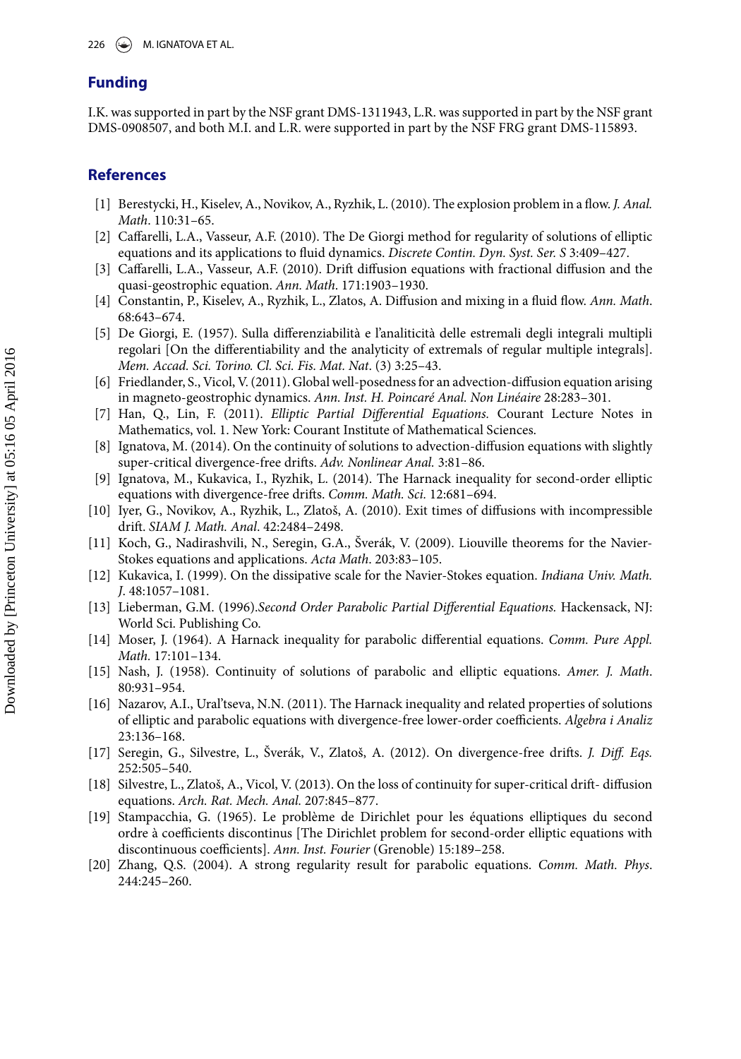## Funding

I.K. was supported in part by the NSF grant DMS-1311943, L.R. was supported in part by the NSF grant DMS-0908507, and both M.I. and L.R. were supported in part by the NSF FRG grant DMS-115893.

## References

[1] Berestycki, H., Kiselev, A., Novikov, A., Ryzhik, L. (2010). The explosion problem in a flow. *J. Anal. Math*. 110:31–65.

[2] Caffarelli, L.A., Vasseur, A.F. (2010). The De Giorgi method for regularity of solutions of elliptic equations and its applications to fluid dynamics. *Discrete Contin. Dyn. Syst. Ser. S* 3:409–427.

[3] Caffarelli, L.A., Vasseur, A.F. (2010). Drift diffusion equations with fractional diffusion and the quasi-geostrophic equation. *Ann. Math*. 171:1903–1930.

[4] Constantin, P., Kiselev, A., Ryzhik, L., Zlatos, A. Diffusion and mixing in a fluid flow. *Ann. Math*. 68:643–674.

[5] De Giorgi, E. (1957). Sulla differenziabilità e l'analiticità delle estremali degli integrali multipli regolari [On the differentiability and the analyticity of extremals of regular multiple integrals]. *Mem. Accad. Sci. Torino. Cl. Sci. Fis. Mat. Nat*. (3) 3:25–43.

[6] Friedlander, S., Vicol, V. (2011). Global well-posedness for an advection-diffusion equation arising in magneto-geostrophic dynamics. *Ann. Inst. H. Poincaré Anal. Non Linéaire* 28:283–301.

[7] Han, Q., Lin, F. (2011). *Elliptic Partial Differential Equations*. Courant Lecture Notes in Mathematics, vol. 1. New York: Courant Institute of Mathematical Sciences.

[8] Ignatova, M. (2014). On the continuity of solutions to advection-diffusion equations with slightly super-critical divergence-free drifts. *Adv. Nonlinear Anal.* 3:81–86.

[9] Ignatova, M., Kukavica, I., Ryzhik, L. (2014). The Harnack inequality for second-order elliptic equations with divergence-free drifts. *Comm. Math. Sci.* 12:681–694.

[10] Iyer, G., Novikov, A., Ryzhik, L., Zlatoš, A. (2010). Exit times of diffusions with incompressible drift. *SIAM J. Math. Anal*. 42:2484–2498.

[11] Koch, G., Nadirashvili, N., Seregin, G.A., Šverák, V. (2009). Liouville theorems for the Navier-Stokes equations and applications. *Acta Math*. 203:83–105.

[12] Kukavica, I. (1999). On the dissipative scale for the Navier-Stokes equation. *Indiana Univ. Math. J*. 48:1057–1081.

[13] Lieberman, G.M. (1996).*Second Order Parabolic Partial Differential Equations*. Hackensack, NJ: World Sci. Publishing Co.

[14] Moser, J. (1964). A Harnack inequality for parabolic differential equations. *Comm. Pure Appl. Math*. 17:101–134.

[15] Nash, J. (1958). Continuity of solutions of parabolic and elliptic equations. *Amer. J. Math*. 80:931–954.

[16] Nazarov, A.I., Ural'tseva, N.N. (2011). The Harnack inequality and related properties of solutions of elliptic and parabolic equations with divergence-free lower-order coefficients. *Algebra i Analiz* 23:136–168.

[17] Seregin, G., Silvestre, L., Šverák, V., Zlatoš, A. (2012). On divergence-free drifts. *J. Diff. Eqs.* 252:505–540.

[18] Silvestre, L., Zlatoš, A., Vicol, V. (2013). On the loss of continuity for super-critical drift- diffusion equations. *Arch. Rat. Mech. Anal.* 207:845–877.

[19] Stampacchia, G. (1965). Le problème de Dirichlet pour les équations elliptiques du second ordre à coefficients discontinus [The Dirichlet problem for second-order elliptic equations with discontinuous coefficients]. *Ann. Inst. Fourier* (Grenoble) 15:189–258.

[20] Zhang, Q.S. (2004). A strong regularity result for parabolic equations. *Comm. Math. Phys*. 244:245–260.